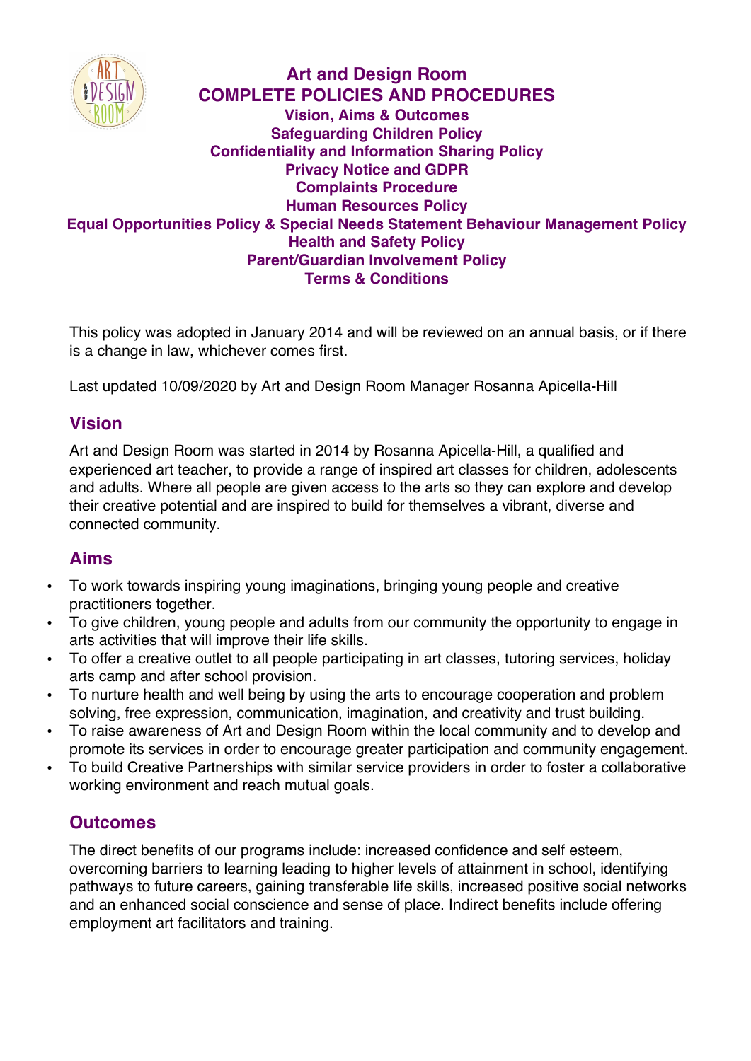# Art and Design Room
## COMPLETE POLICIES AND PROCEDURES

**Vision, Aims & Outcomes**
**Safeguarding Children Policy**
**Confidentiality and Information Sharing Policy**
**Privacy Notice and GDPR**
**Complaints Procedure**
**Human Resources Policy**
**Equal Opportunities Policy & Special Needs Statement Behaviour Management Policy**
**Health and Safety Policy**
**Parent/Guardian Involvement Policy**
**Terms & Conditions**

This policy was adopted in January 2014 and will be reviewed on an annual basis, or if there is a change in law, whichever comes first.

Last updated 10/09/2020 by Art and Design Room Manager Rosanna Apicella-Hill

## Vision

Art and Design Room was started in 2014 by Rosanna Apicella-Hill, a qualified and experienced art teacher, to provide a range of inspired art classes for children, adolescents and adults. Where all people are given access to the arts so they can explore and develop their creative potential and are inspired to build for themselves a vibrant, diverse and connected community.

## Aims

- To work towards inspiring young imaginations, bringing young people and creative practitioners together.
- To give children, young people and adults from our community the opportunity to engage in arts activities that will improve their life skills.
- To offer a creative outlet to all people participating in art classes, tutoring services, holiday arts camp and after school provision.
- To nurture health and well being by using the arts to encourage cooperation and problem solving, free expression, communication, imagination, and creativity and trust building.
- To raise awareness of Art and Design Room within the local community and to develop and promote its services in order to encourage greater participation and community engagement.
- To build Creative Partnerships with similar service providers in order to foster a collaborative working environment and reach mutual goals.

## Outcomes

The direct benefits of our programs include: increased confidence and self esteem, overcoming barriers to learning leading to higher levels of attainment in school, identifying pathways to future careers, gaining transferable life skills, increased positive social networks and an enhanced social conscience and sense of place. Indirect benefits include offering employment art facilitators and training.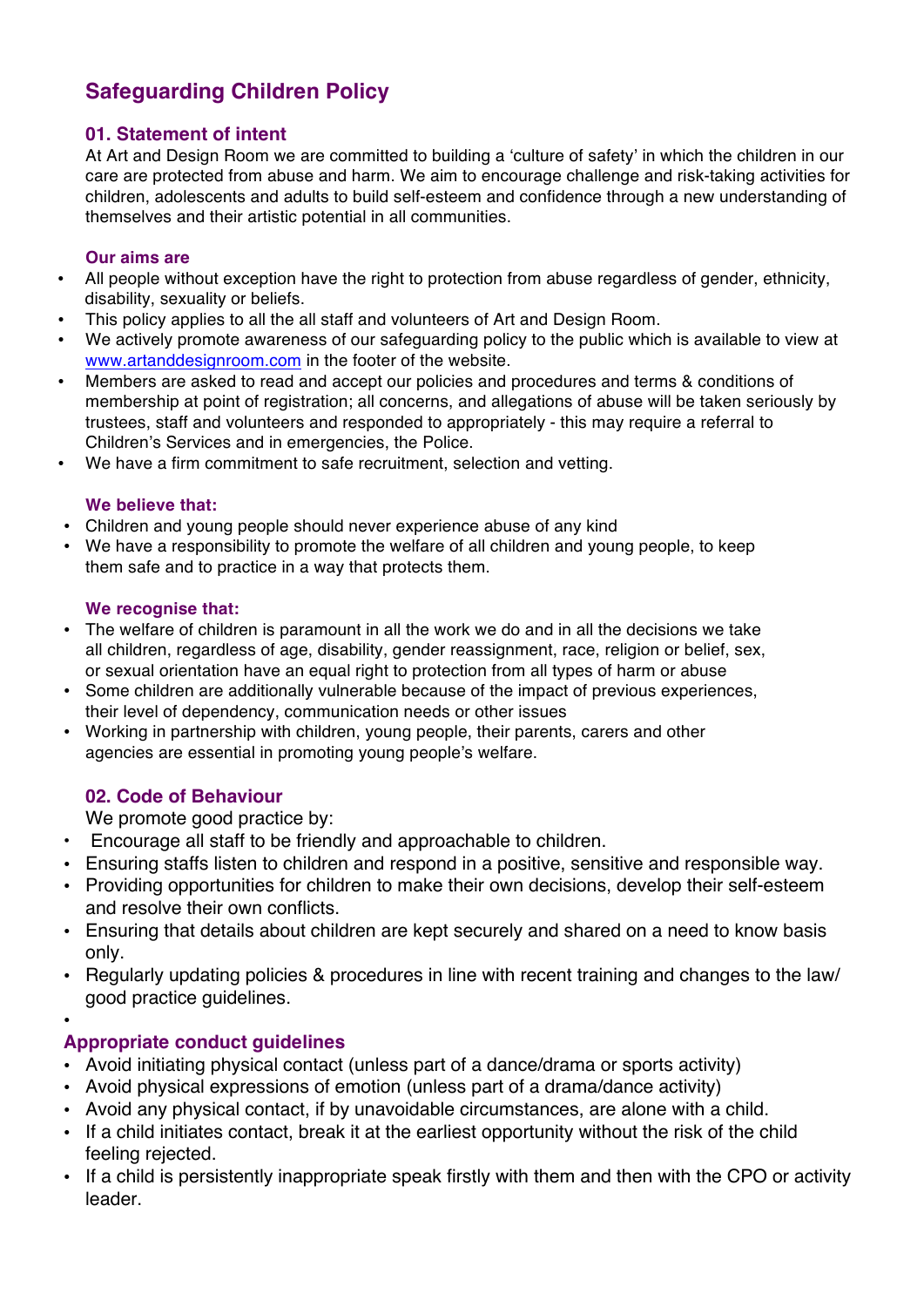# Safeguarding Children Policy

## 01. Statement of intent

At Art and Design Room we are committed to building a 'culture of safety' in which the children in our care are protected from abuse and harm. We aim to encourage challenge and risk-taking activities for children, adolescents and adults to build self-esteem and confidence through a new understanding of themselves and their artistic potential in all communities.

### Our aims are

- All people without exception have the right to protection from abuse regardless of gender, ethnicity, disability, sexuality or beliefs.
- This policy applies to all the all staff and volunteers of Art and Design Room.
- We actively promote awareness of our safeguarding policy to the public which is available to view at www.artanddesignroom.com in the footer of the website.
- Members are asked to read and accept our policies and procedures and terms & conditions of membership at point of registration; all concerns, and allegations of abuse will be taken seriously by trustees, staff and volunteers and responded to appropriately - this may require a referral to Children's Services and in emergencies, the Police.
- We have a firm commitment to safe recruitment, selection and vetting.

### We believe that:

- Children and young people should never experience abuse of any kind
- We have a responsibility to promote the welfare of all children and young people, to keep them safe and to practice in a way that protects them.

### We recognise that:

- The welfare of children is paramount in all the work we do and in all the decisions we take all children, regardless of age, disability, gender reassignment, race, religion or belief, sex, or sexual orientation have an equal right to protection from all types of harm or abuse
- Some children are additionally vulnerable because of the impact of previous experiences, their level of dependency, communication needs or other issues
- Working in partnership with children, young people, their parents, carers and other agencies are essential in promoting young people's welfare.

## 02. Code of Behaviour

We promote good practice by:

- Encourage all staff to be friendly and approachable to children.
- Ensuring staffs listen to children and respond in a positive, sensitive and responsible way.
- Providing opportunities for children to make their own decisions, develop their self-esteem and resolve their own conflicts.
- Ensuring that details about children are kept securely and shared on a need to know basis only.
- Regularly updating policies & procedures in line with recent training and changes to the law/ good practice guidelines.

### Appropriate conduct guidelines

- Avoid initiating physical contact (unless part of a dance/drama or sports activity)
- Avoid physical expressions of emotion (unless part of a drama/dance activity)
- Avoid any physical contact, if by unavoidable circumstances, are alone with a child.
- If a child initiates contact, break it at the earliest opportunity without the risk of the child feeling rejected.
- If a child is persistently inappropriate speak firstly with them and then with the CPO or activity leader.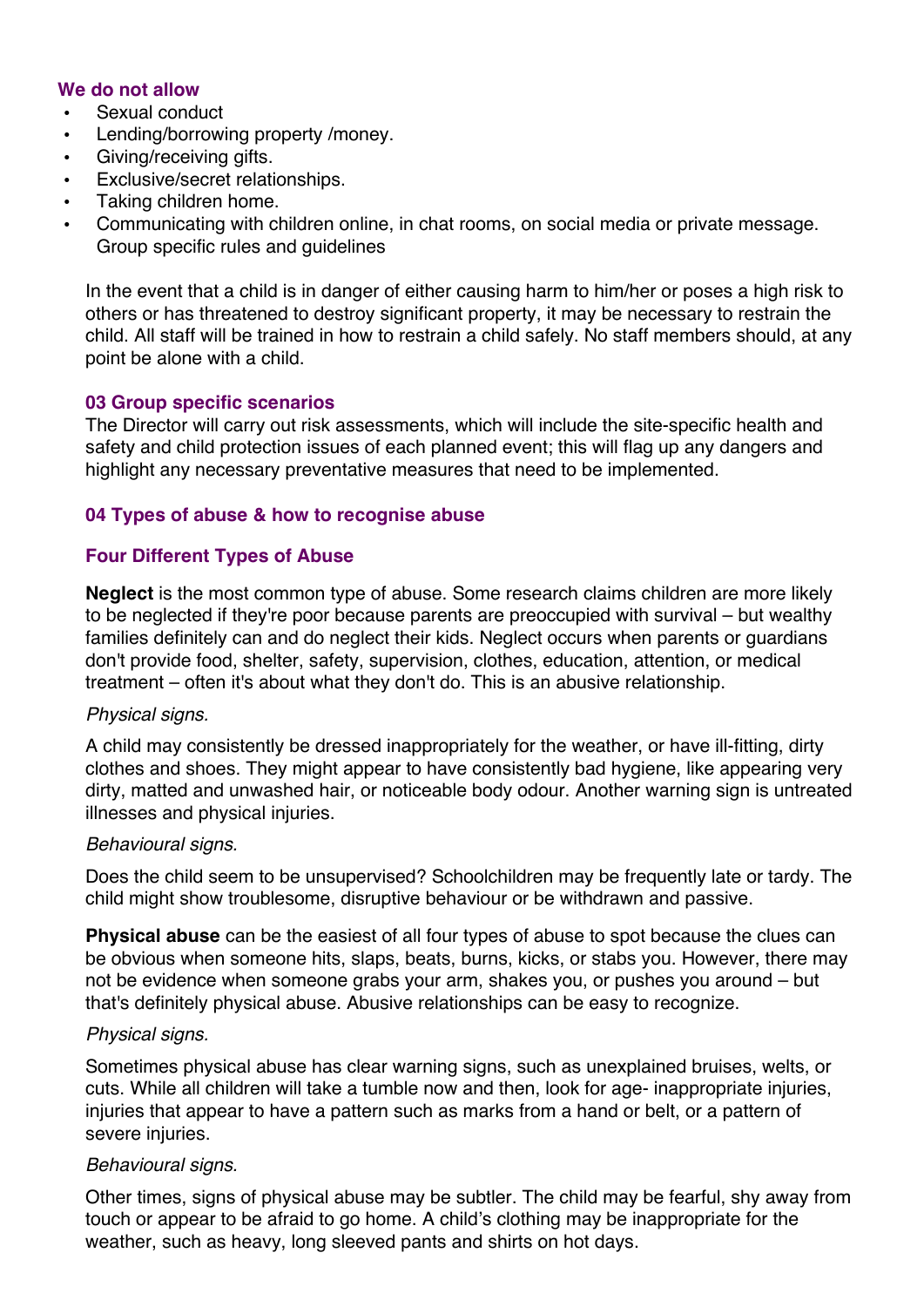**We do not allow**

- Sexual conduct
- Lending/borrowing property /money.
- Giving/receiving gifts.
- Exclusive/secret relationships.
- Taking children home.
- Communicating with children online, in chat rooms, on social media or private message. Group specific rules and guidelines

In the event that a child is in danger of either causing harm to him/her or poses a high risk to others or has threatened to destroy significant property, it may be necessary to restrain the child. All staff will be trained in how to restrain a child safely. No staff members should, at any point be alone with a child.

### 03 Group specific scenarios

The Director will carry out risk assessments, which will include the site-specific health and safety and child protection issues of each planned event; this will flag up any dangers and highlight any necessary preventative measures that need to be implemented.

### 04 Types of abuse & how to recognise abuse

### Four Different Types of Abuse

**Neglect** is the most common type of abuse. Some research claims children are more likely to be neglected if they're poor because parents are preoccupied with survival – but wealthy families definitely can and do neglect their kids. Neglect occurs when parents or guardians don't provide food, shelter, safety, supervision, clothes, education, attention, or medical treatment – often it's about what they don't do. This is an abusive relationship.

*Physical signs.*

A child may consistently be dressed inappropriately for the weather, or have ill-fitting, dirty clothes and shoes. They might appear to have consistently bad hygiene, like appearing very dirty, matted and unwashed hair, or noticeable body odour. Another warning sign is untreated illnesses and physical injuries.

*Behavioural signs.*

Does the child seem to be unsupervised? Schoolchildren may be frequently late or tardy. The child might show troublesome, disruptive behaviour or be withdrawn and passive.

**Physical abuse** can be the easiest of all four types of abuse to spot because the clues can be obvious when someone hits, slaps, beats, burns, kicks, or stabs you. However, there may not be evidence when someone grabs your arm, shakes you, or pushes you around – but that's definitely physical abuse. Abusive relationships can be easy to recognize.

*Physical signs.*

Sometimes physical abuse has clear warning signs, such as unexplained bruises, welts, or cuts. While all children will take a tumble now and then, look for age- inappropriate injuries, injuries that appear to have a pattern such as marks from a hand or belt, or a pattern of severe injuries.

*Behavioural signs.*

Other times, signs of physical abuse may be subtler. The child may be fearful, shy away from touch or appear to be afraid to go home. A child's clothing may be inappropriate for the weather, such as heavy, long sleeved pants and shirts on hot days.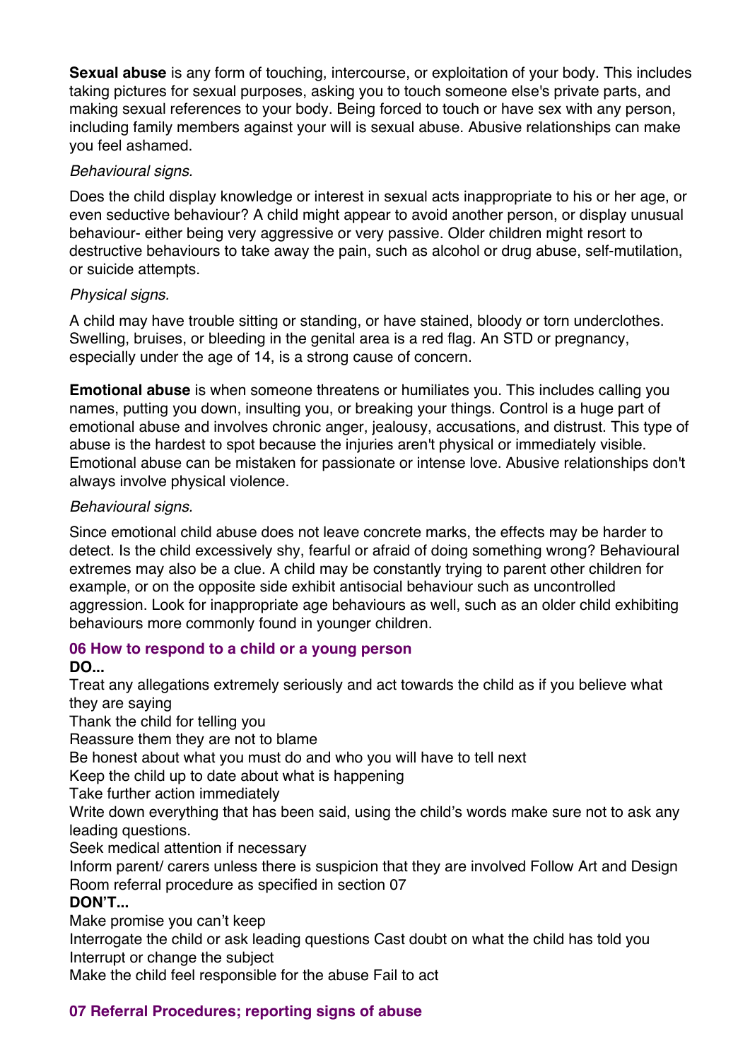**Sexual abuse** is any form of touching, intercourse, or exploitation of your body. This includes taking pictures for sexual purposes, asking you to touch someone else's private parts, and making sexual references to your body. Being forced to touch or have sex with any person, including family members against your will is sexual abuse. Abusive relationships can make you feel ashamed.

*Behavioural signs.*

Does the child display knowledge or interest in sexual acts inappropriate to his or her age, or even seductive behaviour? A child might appear to avoid another person, or display unusual behaviour- either being very aggressive or very passive. Older children might resort to destructive behaviours to take away the pain, such as alcohol or drug abuse, self-mutilation, or suicide attempts.

*Physical signs.*

A child may have trouble sitting or standing, or have stained, bloody or torn underclothes. Swelling, bruises, or bleeding in the genital area is a red flag. An STD or pregnancy, especially under the age of 14, is a strong cause of concern.

**Emotional abuse** is when someone threatens or humiliates you. This includes calling you names, putting you down, insulting you, or breaking your things. Control is a huge part of emotional abuse and involves chronic anger, jealousy, accusations, and distrust. This type of abuse is the hardest to spot because the injuries aren't physical or immediately visible. Emotional abuse can be mistaken for passionate or intense love. Abusive relationships don't always involve physical violence.

*Behavioural signs.*

Since emotional child abuse does not leave concrete marks, the effects may be harder to detect. Is the child excessively shy, fearful or afraid of doing something wrong? Behavioural extremes may also be a clue. A child may be constantly trying to parent other children for example, or on the opposite side exhibit antisocial behaviour such as uncontrolled aggression. Look for inappropriate age behaviours as well, such as an older child exhibiting behaviours more commonly found in younger children.

## 06 How to respond to a child or a young person

**DO...**

Treat any allegations extremely seriously and act towards the child as if you believe what they are saying
Thank the child for telling you
Reassure them they are not to blame
Be honest about what you must do and who you will have to tell next
Keep the child up to date about what is happening
Take further action immediately
Write down everything that has been said, using the child's words make sure not to ask any leading questions.
Seek medical attention if necessary
Inform parent/ carers unless there is suspicion that they are involved Follow Art and Design Room referral procedure as specified in section 07

**DON'T...**

Make promise you can't keep
Interrogate the child or ask leading questions Cast doubt on what the child has told you
Interrupt or change the subject
Make the child feel responsible for the abuse Fail to act

## 07 Referral Procedures; reporting signs of abuse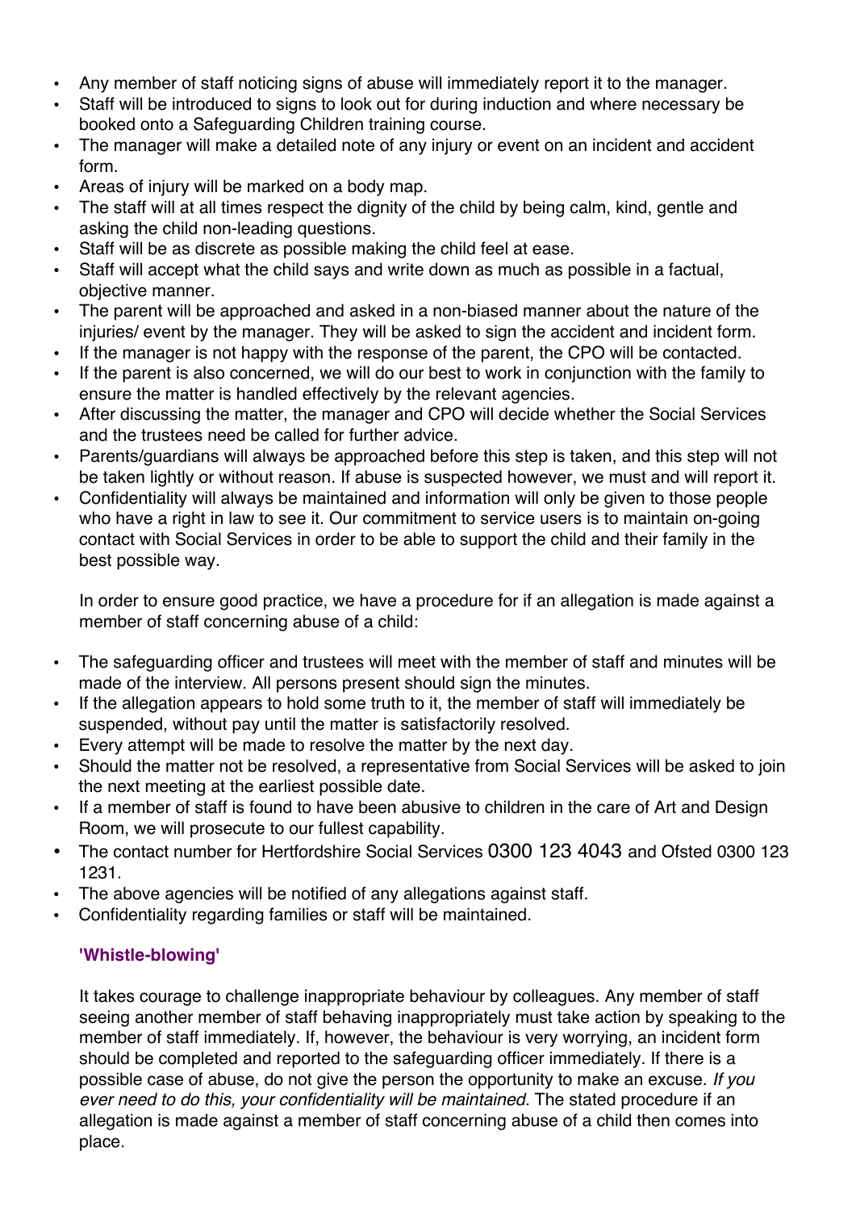- Any member of staff noticing signs of abuse will immediately report it to the manager.
- Staff will be introduced to signs to look out for during induction and where necessary be booked onto a Safeguarding Children training course.
- The manager will make a detailed note of any injury or event on an incident and accident form.
- Areas of injury will be marked on a body map.
- The staff will at all times respect the dignity of the child by being calm, kind, gentle and asking the child non-leading questions.
- Staff will be as discrete as possible making the child feel at ease.
- Staff will accept what the child says and write down as much as possible in a factual, objective manner.
- The parent will be approached and asked in a non-biased manner about the nature of the injuries/ event by the manager. They will be asked to sign the accident and incident form.
- If the manager is not happy with the response of the parent, the CPO will be contacted.
- If the parent is also concerned, we will do our best to work in conjunction with the family to ensure the matter is handled effectively by the relevant agencies.
- After discussing the matter, the manager and CPO will decide whether the Social Services and the trustees need be called for further advice.
- Parents/guardians will always be approached before this step is taken, and this step will not be taken lightly or without reason. If abuse is suspected however, we must and will report it.
- Confidentiality will always be maintained and information will only be given to those people who have a right in law to see it. Our commitment to service users is to maintain on-going contact with Social Services in order to be able to support the child and their family in the best possible way.

In order to ensure good practice, we have a procedure for if an allegation is made against a member of staff concerning abuse of a child:

- The safeguarding officer and trustees will meet with the member of staff and minutes will be made of the interview. All persons present should sign the minutes.
- If the allegation appears to hold some truth to it, the member of staff will immediately be suspended, without pay until the matter is satisfactorily resolved.
- Every attempt will be made to resolve the matter by the next day.
- Should the matter not be resolved, a representative from Social Services will be asked to join the next meeting at the earliest possible date.
- If a member of staff is found to have been abusive to children in the care of Art and Design Room, we will prosecute to our fullest capability.
- The contact number for Hertfordshire Social Services 0300 123 4043 and Ofsted 0300 123 1231.
- The above agencies will be notified of any allegations against staff.
- Confidentiality regarding families or staff will be maintained.

### 'Whistle-blowing'

It takes courage to challenge inappropriate behaviour by colleagues. Any member of staff seeing another member of staff behaving inappropriately must take action by speaking to the member of staff immediately. If, however, the behaviour is very worrying, an incident form should be completed and reported to the safeguarding officer immediately. If there is a possible case of abuse, do not give the person the opportunity to make an excuse. *If you ever need to do this, your confidentiality will be maintained.* The stated procedure if an allegation is made against a member of staff concerning abuse of a child then comes into place.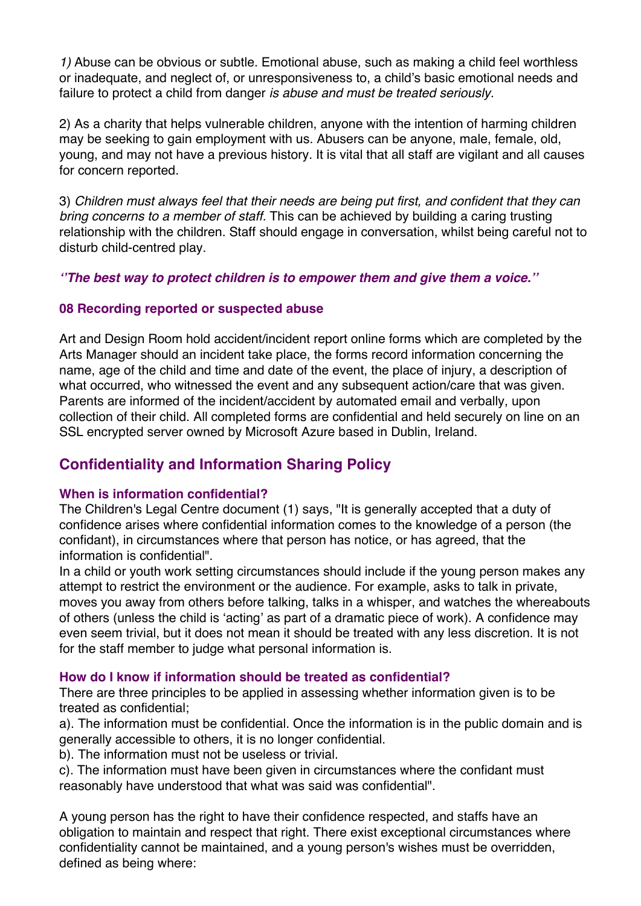*1)* Abuse can be obvious or subtle. Emotional abuse, such as making a child feel worthless or inadequate, and neglect of, or unresponsiveness to, a child's basic emotional needs and failure to protect a child from danger *is abuse and must be treated seriously.*

2) As a charity that helps vulnerable children, anyone with the intention of harming children may be seeking to gain employment with us. Abusers can be anyone, male, female, old, young, and may not have a previous history. It is vital that all staff are vigilant and all causes for concern reported.

3) *Children must always feel that their needs are being put first, and confident that they can bring concerns to a member of staff.* This can be achieved by building a caring trusting relationship with the children. Staff should engage in conversation, whilst being careful not to disturb child-centred play.

***''The best way to protect children is to empower them and give them a voice.''***

### 08 Recording reported or suspected abuse

Art and Design Room hold accident/incident report online forms which are completed by the Arts Manager should an incident take place, the forms record information concerning the name, age of the child and time and date of the event, the place of injury, a description of what occurred, who witnessed the event and any subsequent action/care that was given. Parents are informed of the incident/accident by automated email and verbally, upon collection of their child. All completed forms are confidential and held securely on line on an SSL encrypted server owned by Microsoft Azure based in Dublin, Ireland.

## Confidentiality and Information Sharing Policy

### When is information confidential?

The Children's Legal Centre document (1) says, "It is generally accepted that a duty of confidence arises where confidential information comes to the knowledge of a person (the confidant), in circumstances where that person has notice, or has agreed, that the information is confidential".

In a child or youth work setting circumstances should include if the young person makes any attempt to restrict the environment or the audience. For example, asks to talk in private, moves you away from others before talking, talks in a whisper, and watches the whereabouts of others (unless the child is 'acting' as part of a dramatic piece of work). A confidence may even seem trivial, but it does not mean it should be treated with any less discretion. It is not for the staff member to judge what personal information is.

### How do I know if information should be treated as confidential?

There are three principles to be applied in assessing whether information given is to be treated as confidential;

a). The information must be confidential. Once the information is in the public domain and is generally accessible to others, it is no longer confidential.

b). The information must not be useless or trivial.

c). The information must have been given in circumstances where the confidant must reasonably have understood that what was said was confidential".

A young person has the right to have their confidence respected, and staffs have an obligation to maintain and respect that right. There exist exceptional circumstances where confidentiality cannot be maintained, and a young person's wishes must be overridden, defined as being where: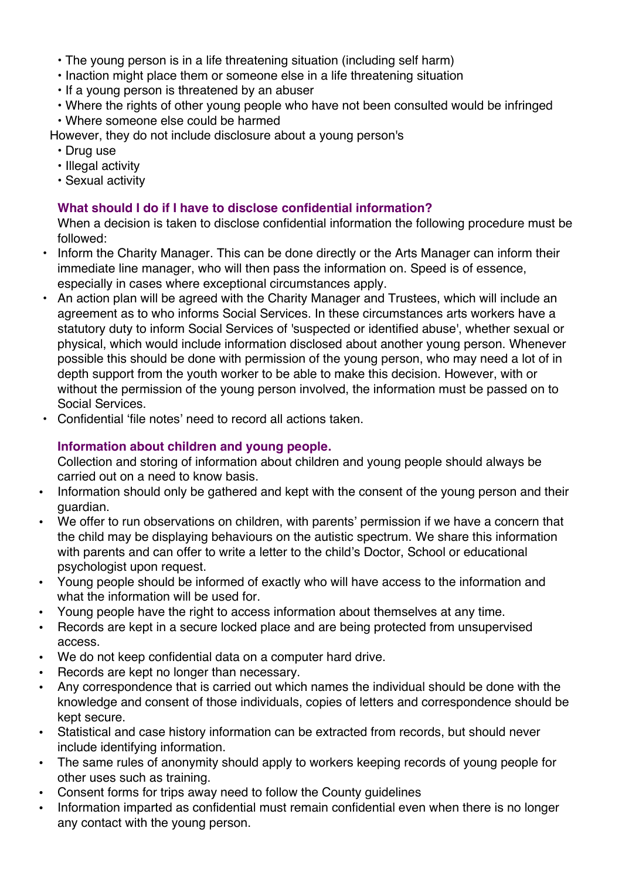- The young person is in a life threatening situation (including self harm)
- Inaction might place them or someone else in a life threatening situation
- If a young person is threatened by an abuser
- Where the rights of other young people who have not been consulted would be infringed
- Where someone else could be harmed

However, they do not include disclosure about a young person's

- Drug use
- Illegal activity
- Sexual activity

### What should I do if I have to disclose confidential information?

When a decision is taken to disclose confidential information the following procedure must be followed:

- Inform the Charity Manager. This can be done directly or the Arts Manager can inform their immediate line manager, who will then pass the information on. Speed is of essence, especially in cases where exceptional circumstances apply.
- An action plan will be agreed with the Charity Manager and Trustees, which will include an agreement as to who informs Social Services. In these circumstances arts workers have a statutory duty to inform Social Services of 'suspected or identified abuse', whether sexual or physical, which would include information disclosed about another young person. Whenever possible this should be done with permission of the young person, who may need a lot of in depth support from the youth worker to be able to make this decision. However, with or without the permission of the young person involved, the information must be passed on to Social Services.
- Confidential 'file notes' need to record all actions taken.

### Information about children and young people.

Collection and storing of information about children and young people should always be carried out on a need to know basis.

- Information should only be gathered and kept with the consent of the young person and their guardian.
- We offer to run observations on children, with parents' permission if we have a concern that the child may be displaying behaviours on the autistic spectrum. We share this information with parents and can offer to write a letter to the child's Doctor, School or educational psychologist upon request.
- Young people should be informed of exactly who will have access to the information and what the information will be used for.
- Young people have the right to access information about themselves at any time.
- Records are kept in a secure locked place and are being protected from unsupervised access.
- We do not keep confidential data on a computer hard drive.
- Records are kept no longer than necessary.
- Any correspondence that is carried out which names the individual should be done with the knowledge and consent of those individuals, copies of letters and correspondence should be kept secure.
- Statistical and case history information can be extracted from records, but should never include identifying information.
- The same rules of anonymity should apply to workers keeping records of young people for other uses such as training.
- Consent forms for trips away need to follow the County guidelines
- Information imparted as confidential must remain confidential even when there is no longer any contact with the young person.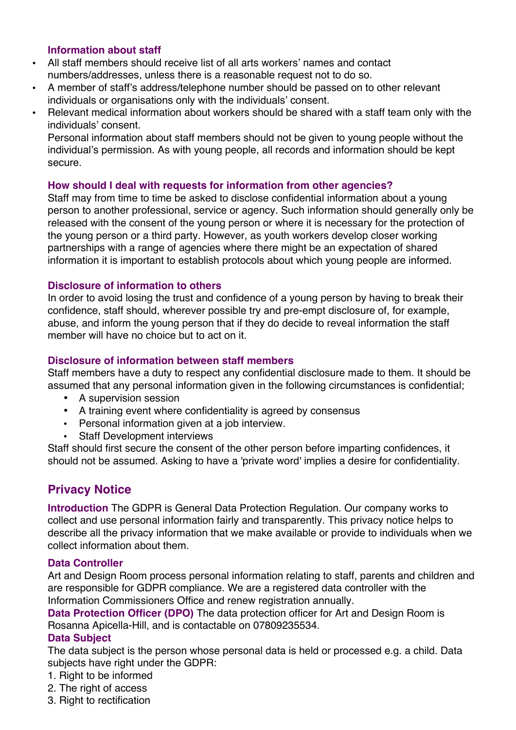### Information about staff

- All staff members should receive list of all arts workers' names and contact numbers/addresses, unless there is a reasonable request not to do so.
- A member of staff's address/telephone number should be passed on to other relevant individuals or organisations only with the individuals' consent.
- Relevant medical information about workers should be shared with a staff team only with the individuals' consent.

  Personal information about staff members should not be given to young people without the individual's permission. As with young people, all records and information should be kept secure.

### How should I deal with requests for information from other agencies?

Staff may from time to time be asked to disclose confidential information about a young person to another professional, service or agency. Such information should generally only be released with the consent of the young person or where it is necessary for the protection of the young person or a third party. However, as youth workers develop closer working partnerships with a range of agencies where there might be an expectation of shared information it is important to establish protocols about which young people are informed.

### Disclosure of information to others

In order to avoid losing the trust and confidence of a young person by having to break their confidence, staff should, wherever possible try and pre-empt disclosure of, for example, abuse, and inform the young person that if they do decide to reveal information the staff member will have no choice but to act on it.

### Disclosure of information between staff members

Staff members have a duty to respect any confidential disclosure made to them. It should be assumed that any personal information given in the following circumstances is confidential;

- A supervision session
- A training event where confidentiality is agreed by consensus
- Personal information given at a job interview.
- Staff Development interviews

Staff should first secure the consent of the other person before imparting confidences, it should not be assumed. Asking to have a 'private word' implies a desire for confidentiality.

## Privacy Notice

**Introduction** The GDPR is General Data Protection Regulation. Our company works to collect and use personal information fairly and transparently. This privacy notice helps to describe all the privacy information that we make available or provide to individuals when we collect information about them.

### Data Controller

Art and Design Room process personal information relating to staff, parents and children and are responsible for GDPR compliance. We are a registered data controller with the Information Commissioners Office and renew registration annually.

**Data Protection Officer (DPO)** The data protection officer for Art and Design Room is Rosanna Apicella-Hill, and is contactable on 07809235534.

### Data Subject

The data subject is the person whose personal data is held or processed e.g. a child. Data subjects have right under the GDPR:

1. Right to be informed
2. The right of access
3. Right to rectification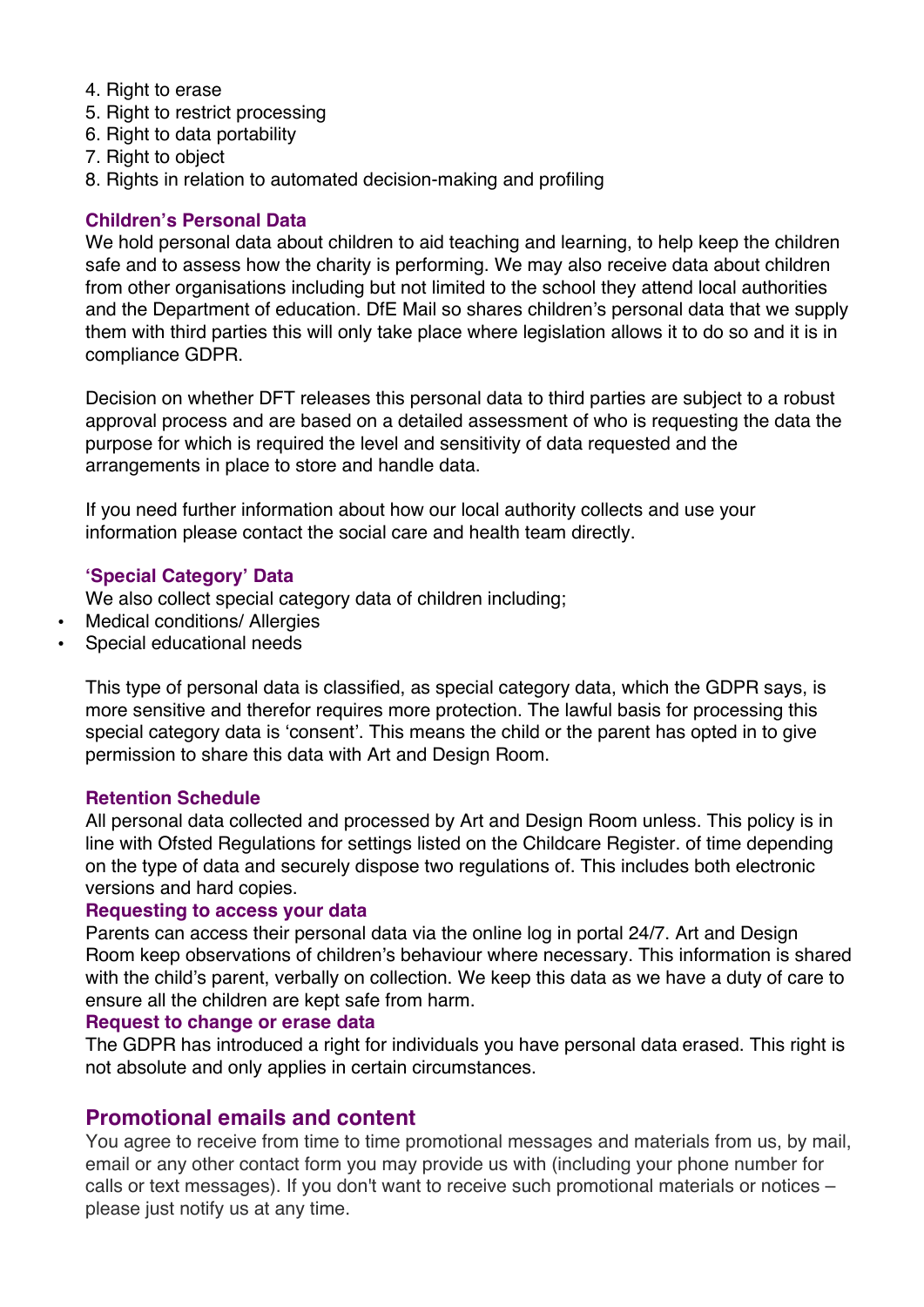4. Right to erase
5. Right to restrict processing
6. Right to data portability
7. Right to object
8. Rights in relation to automated decision-making and profiling

### Children's Personal Data

We hold personal data about children to aid teaching and learning, to help keep the children safe and to assess how the charity is performing. We may also receive data about children from other organisations including but not limited to the school they attend local authorities and the Department of education. DfE Mail so shares children's personal data that we supply them with third parties this will only take place where legislation allows it to do so and it is in compliance GDPR.

Decision on whether DFT releases this personal data to third parties are subject to a robust approval process and are based on a detailed assessment of who is requesting the data the purpose for which is required the level and sensitivity of data requested and the arrangements in place to store and handle data.

If you need further information about how our local authority collects and use your information please contact the social care and health team directly.

### 'Special Category' Data

We also collect special category data of children including;

- Medical conditions/ Allergies
- Special educational needs

This type of personal data is classified, as special category data, which the GDPR says, is more sensitive and therefor requires more protection. The lawful basis for processing this special category data is 'consent'. This means the child or the parent has opted in to give permission to share this data with Art and Design Room.

### Retention Schedule

All personal data collected and processed by Art and Design Room unless. This policy is in line with Ofsted Regulations for settings listed on the Childcare Register. of time depending on the type of data and securely dispose two regulations of. This includes both electronic versions and hard copies.

### Requesting to access your data

Parents can access their personal data via the online log in portal 24/7. Art and Design Room keep observations of children's behaviour where necessary. This information is shared with the child's parent, verbally on collection. We keep this data as we have a duty of care to ensure all the children are kept safe from harm.

### Request to change or erase data

The GDPR has introduced a right for individuals you have personal data erased. This right is not absolute and only applies in certain circumstances.

## Promotional emails and content

You agree to receive from time to time promotional messages and materials from us, by mail, email or any other contact form you may provide us with (including your phone number for calls or text messages). If you don't want to receive such promotional materials or notices – please just notify us at any time.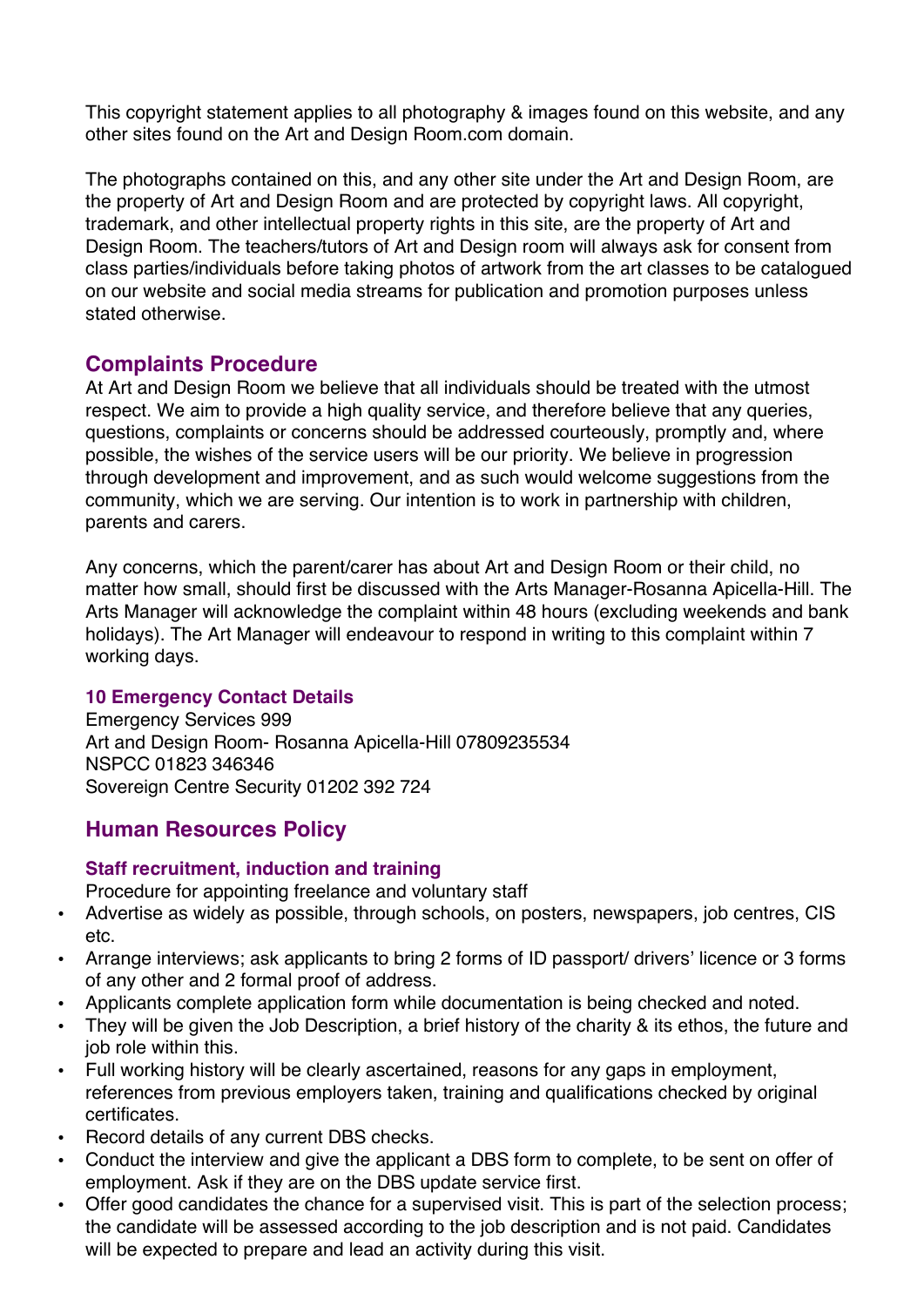This copyright statement applies to all photography & images found on this website, and any other sites found on the Art and Design Room.com domain.

The photographs contained on this, and any other site under the Art and Design Room, are the property of Art and Design Room and are protected by copyright laws. All copyright, trademark, and other intellectual property rights in this site, are the property of Art and Design Room. The teachers/tutors of Art and Design room will always ask for consent from class parties/individuals before taking photos of artwork from the art classes to be catalogued on our website and social media streams for publication and promotion purposes unless stated otherwise.

## Complaints Procedure

At Art and Design Room we believe that all individuals should be treated with the utmost respect. We aim to provide a high quality service, and therefore believe that any queries, questions, complaints or concerns should be addressed courteously, promptly and, where possible, the wishes of the service users will be our priority. We believe in progression through development and improvement, and as such would welcome suggestions from the community, which we are serving. Our intention is to work in partnership with children, parents and carers.

Any concerns, which the parent/carer has about Art and Design Room or their child, no matter how small, should first be discussed with the Arts Manager-Rosanna Apicella-Hill. The Arts Manager will acknowledge the complaint within 48 hours (excluding weekends and bank holidays). The Art Manager will endeavour to respond in writing to this complaint within 7 working days.

### 10 Emergency Contact Details

Emergency Services 999
Art and Design Room- Rosanna Apicella-Hill 07809235534
NSPCC 01823 346346
Sovereign Centre Security 01202 392 724

## Human Resources Policy

### Staff recruitment, induction and training

Procedure for appointing freelance and voluntary staff

- Advertise as widely as possible, through schools, on posters, newspapers, job centres, CIS etc.
- Arrange interviews; ask applicants to bring 2 forms of ID passport/ drivers' licence or 3 forms of any other and 2 formal proof of address.
- Applicants complete application form while documentation is being checked and noted.
- They will be given the Job Description, a brief history of the charity & its ethos, the future and job role within this.
- Full working history will be clearly ascertained, reasons for any gaps in employment, references from previous employers taken, training and qualifications checked by original certificates.
- Record details of any current DBS checks.
- Conduct the interview and give the applicant a DBS form to complete, to be sent on offer of employment. Ask if they are on the DBS update service first.
- Offer good candidates the chance for a supervised visit. This is part of the selection process; the candidate will be assessed according to the job description and is not paid. Candidates will be expected to prepare and lead an activity during this visit.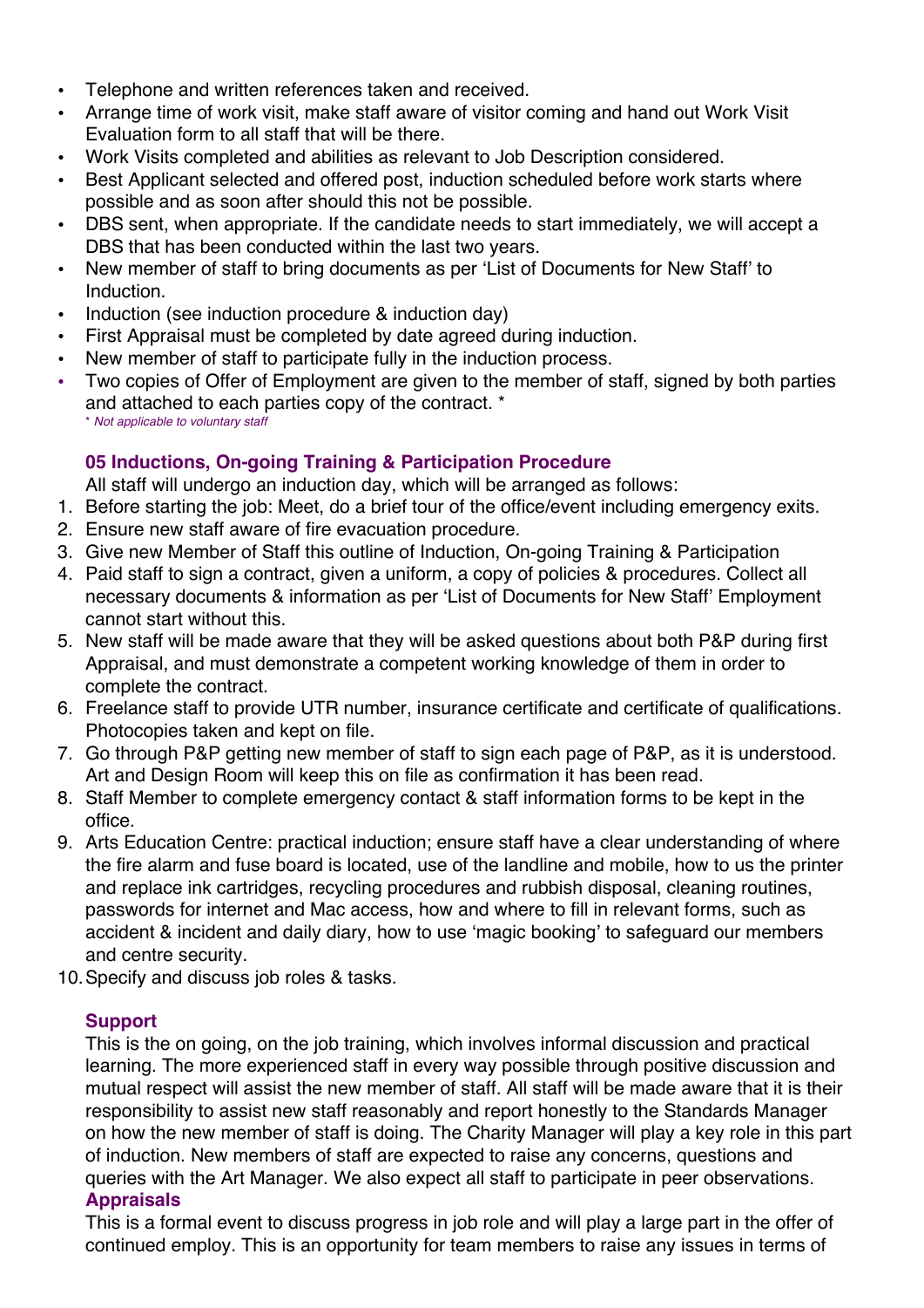- Telephone and written references taken and received.
- Arrange time of work visit, make staff aware of visitor coming and hand out Work Visit Evaluation form to all staff that will be there.
- Work Visits completed and abilities as relevant to Job Description considered.
- Best Applicant selected and offered post, induction scheduled before work starts where possible and as soon after should this not be possible.
- DBS sent, when appropriate. If the candidate needs to start immediately, we will accept a DBS that has been conducted within the last two years.
- New member of staff to bring documents as per 'List of Documents for New Staff' to Induction.
- Induction (see induction procedure & induction day)
- First Appraisal must be completed by date agreed during induction.
- New member of staff to participate fully in the induction process.
- Two copies of Offer of Employment are given to the member of staff, signed by both parties and attached to each parties copy of the contract. *

*\* Not applicable to voluntary staff*

### 05 Inductions, On-going Training & Participation Procedure

All staff will undergo an induction day, which will be arranged as follows:

1. Before starting the job: Meet, do a brief tour of the office/event including emergency exits.
2. Ensure new staff aware of fire evacuation procedure.
3. Give new Member of Staff this outline of Induction, On-going Training & Participation
4. Paid staff to sign a contract, given a uniform, a copy of policies & procedures. Collect all necessary documents & information as per 'List of Documents for New Staff' Employment cannot start without this.
5. New staff will be made aware that they will be asked questions about both P&P during first Appraisal, and must demonstrate a competent working knowledge of them in order to complete the contract.
6. Freelance staff to provide UTR number, insurance certificate and certificate of qualifications. Photocopies taken and kept on file.
7. Go through P&P getting new member of staff to sign each page of P&P, as it is understood. Art and Design Room will keep this on file as confirmation it has been read.
8. Staff Member to complete emergency contact & staff information forms to be kept in the office.
9. Arts Education Centre: practical induction; ensure staff have a clear understanding of where the fire alarm and fuse board is located, use of the landline and mobile, how to us the printer and replace ink cartridges, recycling procedures and rubbish disposal, cleaning routines, passwords for internet and Mac access, how and where to fill in relevant forms, such as accident & incident and daily diary, how to use 'magic booking' to safeguard our members and centre security.
10. Specify and discuss job roles & tasks.

### Support

This is the on going, on the job training, which involves informal discussion and practical learning. The more experienced staff in every way possible through positive discussion and mutual respect will assist the new member of staff. All staff will be made aware that it is their responsibility to assist new staff reasonably and report honestly to the Standards Manager on how the new member of staff is doing. The Charity Manager will play a key role in this part of induction. New members of staff are expected to raise any concerns, questions and queries with the Art Manager. We also expect all staff to participate in peer observations.

### Appraisals

This is a formal event to discuss progress in job role and will play a large part in the offer of continued employ. This is an opportunity for team members to raise any issues in terms of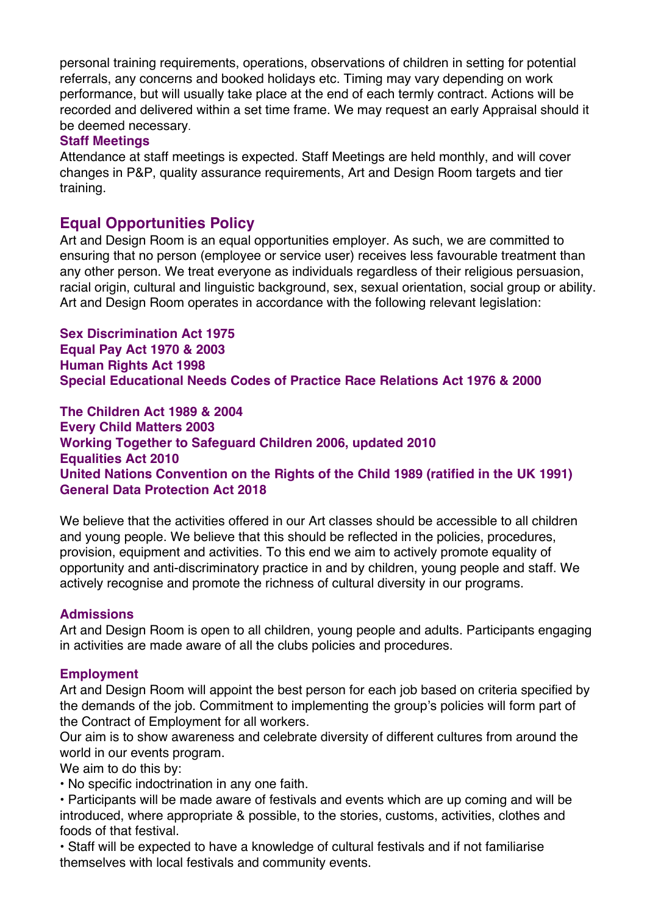personal training requirements, operations, observations of children in setting for potential referrals, any concerns and booked holidays etc. Timing may vary depending on work performance, but will usually take place at the end of each termly contract. Actions will be recorded and delivered within a set time frame. We may request an early Appraisal should it be deemed necessary.

### Staff Meetings

Attendance at staff meetings is expected. Staff Meetings are held monthly, and will cover changes in P&P, quality assurance requirements, Art and Design Room targets and tier training.

## Equal Opportunities Policy

Art and Design Room is an equal opportunities employer. As such, we are committed to ensuring that no person (employee or service user) receives less favourable treatment than any other person. We treat everyone as individuals regardless of their religious persuasion, racial origin, cultural and linguistic background, sex, sexual orientation, social group or ability. Art and Design Room operates in accordance with the following relevant legislation:

**Sex Discrimination Act 1975**
**Equal Pay Act 1970 & 2003**
**Human Rights Act 1998**
**Special Educational Needs Codes of Practice Race Relations Act 1976 & 2000**

**The Children Act 1989 & 2004**
**Every Child Matters 2003**
**Working Together to Safeguard Children 2006, updated 2010**
**Equalities Act 2010**
**United Nations Convention on the Rights of the Child 1989 (ratified in the UK 1991)**
**General Data Protection Act 2018**

We believe that the activities offered in our Art classes should be accessible to all children and young people. We believe that this should be reflected in the policies, procedures, provision, equipment and activities. To this end we aim to actively promote equality of opportunity and anti-discriminatory practice in and by children, young people and staff. We actively recognise and promote the richness of cultural diversity in our programs.

### Admissions

Art and Design Room is open to all children, young people and adults. Participants engaging in activities are made aware of all the clubs policies and procedures.

### Employment

Art and Design Room will appoint the best person for each job based on criteria specified by the demands of the job. Commitment to implementing the group's policies will form part of the Contract of Employment for all workers.

Our aim is to show awareness and celebrate diversity of different cultures from around the world in our events program.

We aim to do this by:

- No specific indoctrination in any one faith.
- Participants will be made aware of festivals and events which are up coming and will be introduced, where appropriate & possible, to the stories, customs, activities, clothes and foods of that festival.
- Staff will be expected to have a knowledge of cultural festivals and if not familiarise themselves with local festivals and community events.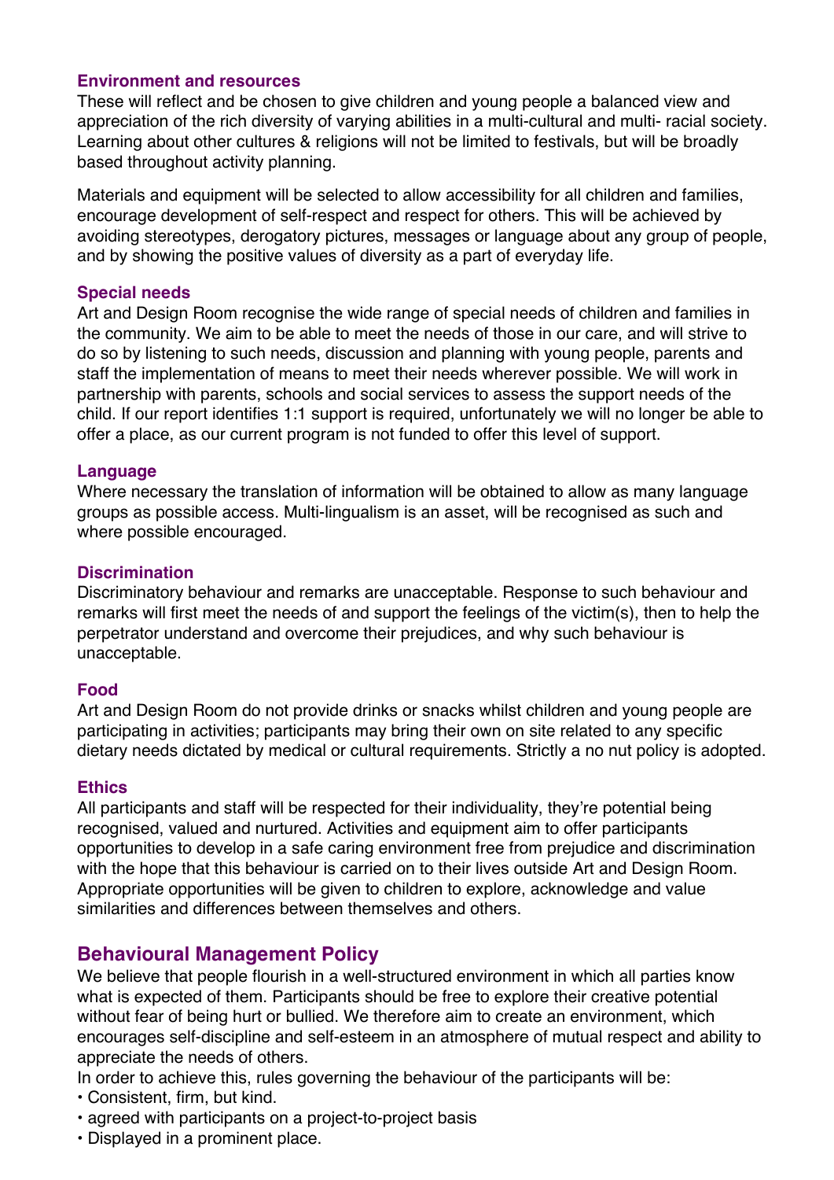### Environment and resources

These will reflect and be chosen to give children and young people a balanced view and appreciation of the rich diversity of varying abilities in a multi-cultural and multi- racial society. Learning about other cultures & religions will not be limited to festivals, but will be broadly based throughout activity planning.

Materials and equipment will be selected to allow accessibility for all children and families, encourage development of self-respect and respect for others. This will be achieved by avoiding stereotypes, derogatory pictures, messages or language about any group of people, and by showing the positive values of diversity as a part of everyday life.

### Special needs

Art and Design Room recognise the wide range of special needs of children and families in the community. We aim to be able to meet the needs of those in our care, and will strive to do so by listening to such needs, discussion and planning with young people, parents and staff the implementation of means to meet their needs wherever possible. We will work in partnership with parents, schools and social services to assess the support needs of the child. If our report identifies 1:1 support is required, unfortunately we will no longer be able to offer a place, as our current program is not funded to offer this level of support.

### Language

Where necessary the translation of information will be obtained to allow as many language groups as possible access. Multi-lingualism is an asset, will be recognised as such and where possible encouraged.

### Discrimination

Discriminatory behaviour and remarks are unacceptable. Response to such behaviour and remarks will first meet the needs of and support the feelings of the victim(s), then to help the perpetrator understand and overcome their prejudices, and why such behaviour is unacceptable.

### Food

Art and Design Room do not provide drinks or snacks whilst children and young people are participating in activities; participants may bring their own on site related to any specific dietary needs dictated by medical or cultural requirements. Strictly a no nut policy is adopted.

### Ethics

All participants and staff will be respected for their individuality, they're potential being recognised, valued and nurtured. Activities and equipment aim to offer participants opportunities to develop in a safe caring environment free from prejudice and discrimination with the hope that this behaviour is carried on to their lives outside Art and Design Room. Appropriate opportunities will be given to children to explore, acknowledge and value similarities and differences between themselves and others.

## Behavioural Management Policy

We believe that people flourish in a well-structured environment in which all parties know what is expected of them. Participants should be free to explore their creative potential without fear of being hurt or bullied. We therefore aim to create an environment, which encourages self-discipline and self-esteem in an atmosphere of mutual respect and ability to appreciate the needs of others.

In order to achieve this, rules governing the behaviour of the participants will be:

- Consistent, firm, but kind.
- agreed with participants on a project-to-project basis
- Displayed in a prominent place.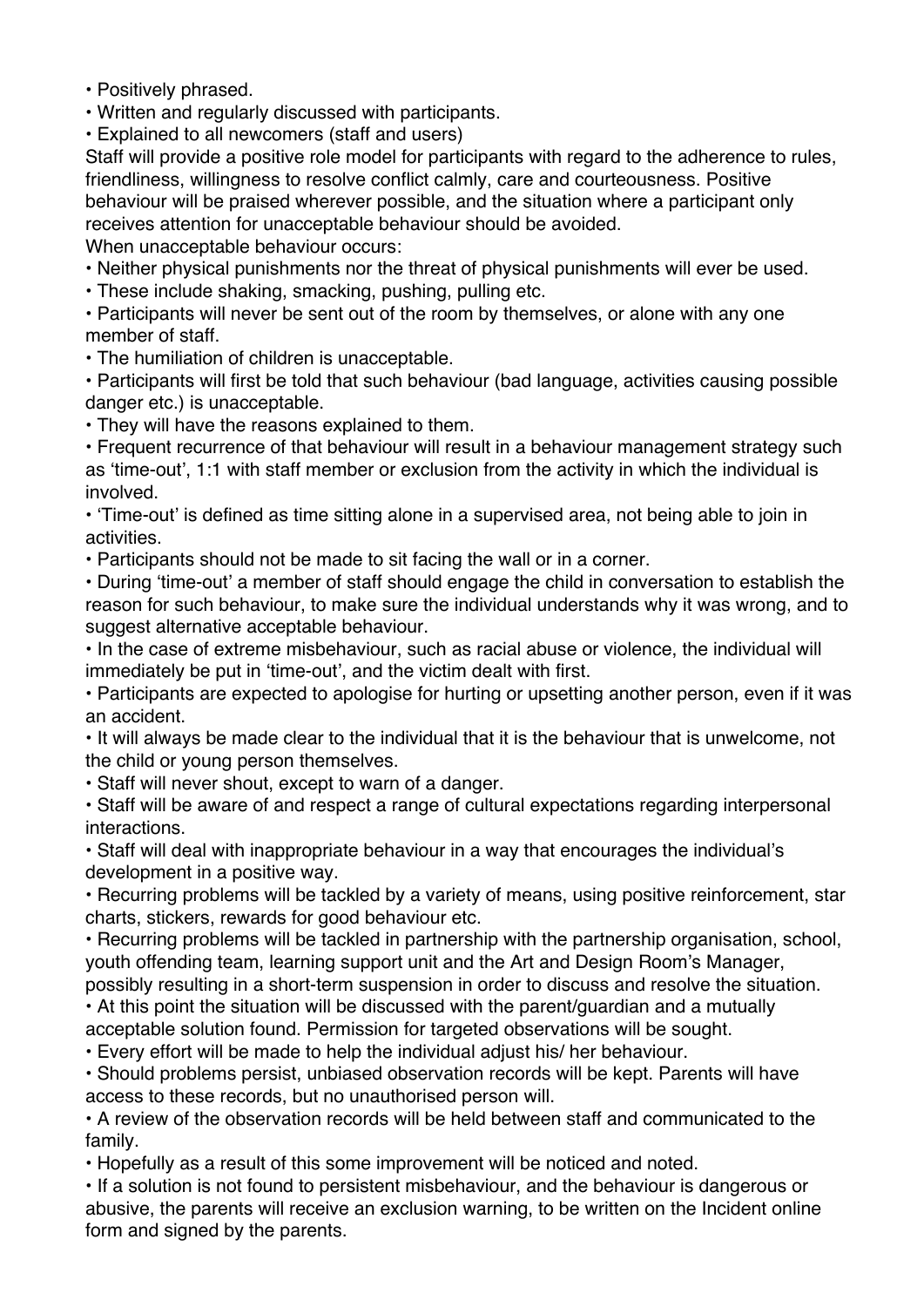- Positively phrased.
- Written and regularly discussed with participants.
- Explained to all newcomers (staff and users)

Staff will provide a positive role model for participants with regard to the adherence to rules, friendliness, willingness to resolve conflict calmly, care and courteousness. Positive behaviour will be praised wherever possible, and the situation where a participant only receives attention for unacceptable behaviour should be avoided.

When unacceptable behaviour occurs:

- Neither physical punishments nor the threat of physical punishments will ever be used.
- These include shaking, smacking, pushing, pulling etc.
- Participants will never be sent out of the room by themselves, or alone with any one member of staff.
- The humiliation of children is unacceptable.
- Participants will first be told that such behaviour (bad language, activities causing possible danger etc.) is unacceptable.
- They will have the reasons explained to them.
- Frequent recurrence of that behaviour will result in a behaviour management strategy such as 'time-out', 1:1 with staff member or exclusion from the activity in which the individual is involved.
- 'Time-out' is defined as time sitting alone in a supervised area, not being able to join in activities.
- Participants should not be made to sit facing the wall or in a corner.
- During 'time-out' a member of staff should engage the child in conversation to establish the reason for such behaviour, to make sure the individual understands why it was wrong, and to suggest alternative acceptable behaviour.
- In the case of extreme misbehaviour, such as racial abuse or violence, the individual will immediately be put in 'time-out', and the victim dealt with first.
- Participants are expected to apologise for hurting or upsetting another person, even if it was an accident.
- It will always be made clear to the individual that it is the behaviour that is unwelcome, not the child or young person themselves.
- Staff will never shout, except to warn of a danger.
- Staff will be aware of and respect a range of cultural expectations regarding interpersonal interactions.
- Staff will deal with inappropriate behaviour in a way that encourages the individual's development in a positive way.
- Recurring problems will be tackled by a variety of means, using positive reinforcement, star charts, stickers, rewards for good behaviour etc.
- Recurring problems will be tackled in partnership with the partnership organisation, school, youth offending team, learning support unit and the Art and Design Room's Manager, possibly resulting in a short-term suspension in order to discuss and resolve the situation.
- At this point the situation will be discussed with the parent/guardian and a mutually acceptable solution found. Permission for targeted observations will be sought.
- Every effort will be made to help the individual adjust his/ her behaviour.
- Should problems persist, unbiased observation records will be kept. Parents will have access to these records, but no unauthorised person will.
- A review of the observation records will be held between staff and communicated to the family.
- Hopefully as a result of this some improvement will be noticed and noted.
- If a solution is not found to persistent misbehaviour, and the behaviour is dangerous or abusive, the parents will receive an exclusion warning, to be written on the Incident online form and signed by the parents.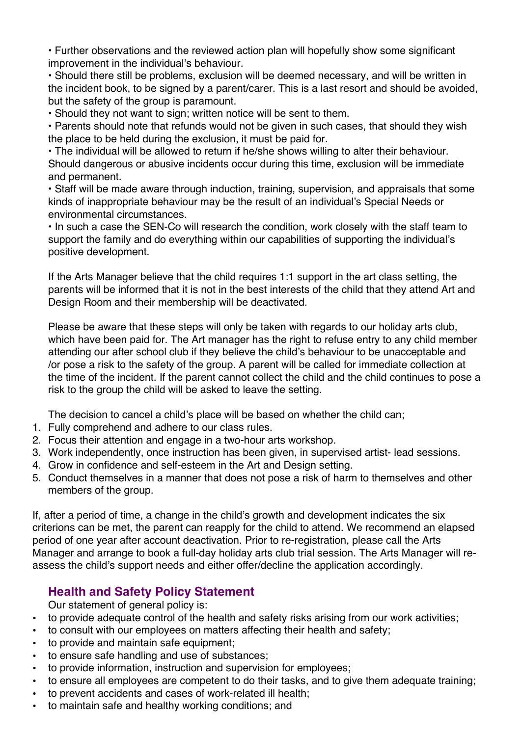- Further observations and the reviewed action plan will hopefully show some significant improvement in the individual's behaviour.
- Should there still be problems, exclusion will be deemed necessary, and will be written in the incident book, to be signed by a parent/carer. This is a last resort and should be avoided, but the safety of the group is paramount.
- Should they not want to sign; written notice will be sent to them.
- Parents should note that refunds would not be given in such cases, that should they wish the place to be held during the exclusion, it must be paid for.
- The individual will be allowed to return if he/she shows willing to alter their behaviour. Should dangerous or abusive incidents occur during this time, exclusion will be immediate and permanent.
- Staff will be made aware through induction, training, supervision, and appraisals that some kinds of inappropriate behaviour may be the result of an individual's Special Needs or environmental circumstances.
- In such a case the SEN-Co will research the condition, work closely with the staff team to support the family and do everything within our capabilities of supporting the individual's positive development.

If the Arts Manager believe that the child requires 1:1 support in the art class setting, the parents will be informed that it is not in the best interests of the child that they attend Art and Design Room and their membership will be deactivated.

Please be aware that these steps will only be taken with regards to our holiday arts club, which have been paid for. The Art manager has the right to refuse entry to any child member attending our after school club if they believe the child's behaviour to be unacceptable and /or pose a risk to the safety of the group. A parent will be called for immediate collection at the time of the incident. If the parent cannot collect the child and the child continues to pose a risk to the group the child will be asked to leave the setting.

The decision to cancel a child's place will be based on whether the child can;

1. Fully comprehend and adhere to our class rules.
2. Focus their attention and engage in a two-hour arts workshop.
3. Work independently, once instruction has been given, in supervised artist- lead sessions.
4. Grow in confidence and self-esteem in the Art and Design setting.
5. Conduct themselves in a manner that does not pose a risk of harm to themselves and other members of the group.

If, after a period of time, a change in the child's growth and development indicates the six criterions can be met, the parent can reapply for the child to attend. We recommend an elapsed period of one year after account deactivation. Prior to re-registration, please call the Arts Manager and arrange to book a full-day holiday arts club trial session. The Arts Manager will re-assess the child's support needs and either offer/decline the application accordingly.

## Health and Safety Policy Statement

Our statement of general policy is:

- to provide adequate control of the health and safety risks arising from our work activities;
- to consult with our employees on matters affecting their health and safety;
- to provide and maintain safe equipment;
- to ensure safe handling and use of substances;
- to provide information, instruction and supervision for employees;
- to ensure all employees are competent to do their tasks, and to give them adequate training;
- to prevent accidents and cases of work-related ill health;
- to maintain safe and healthy working conditions; and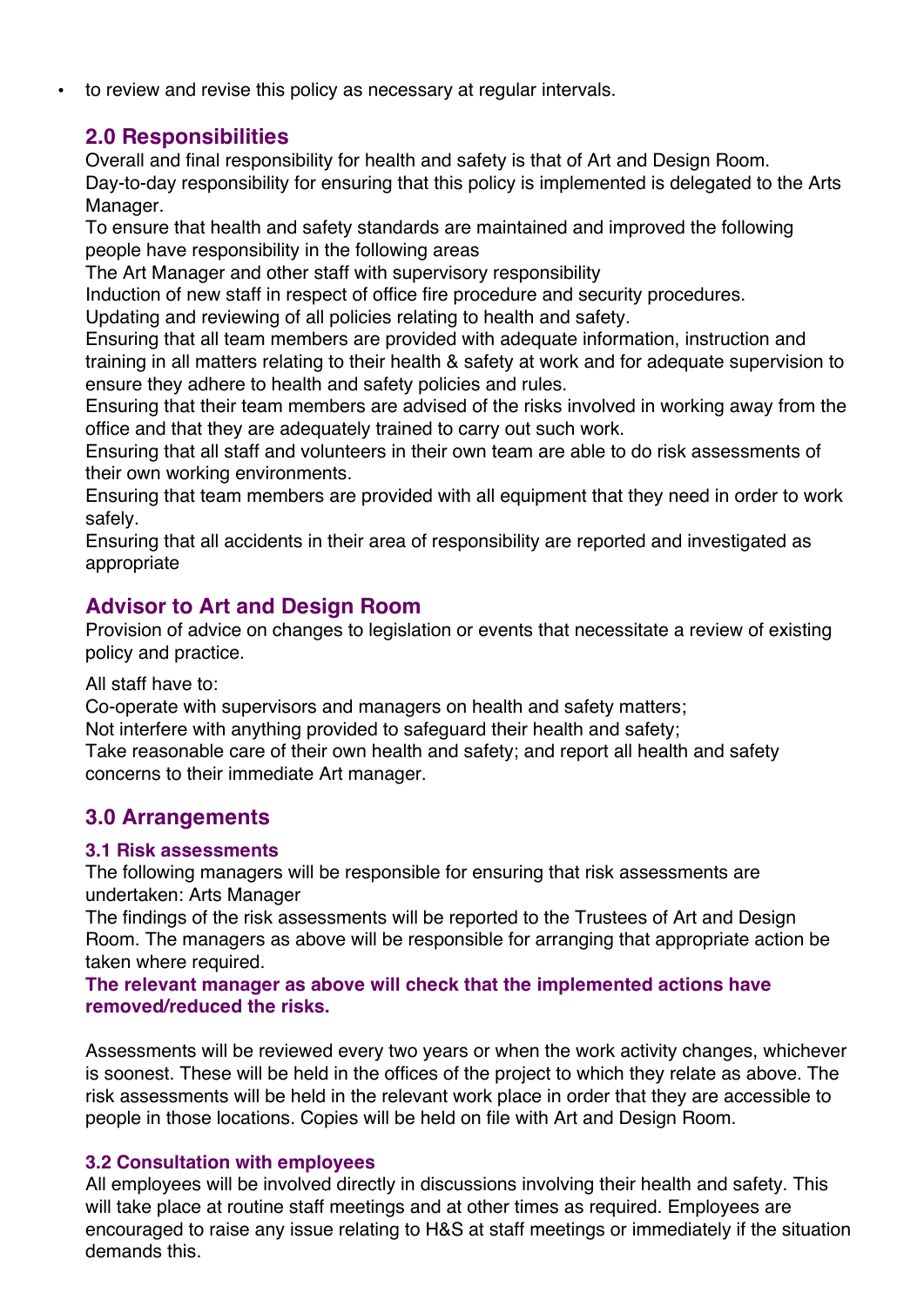- to review and revise this policy as necessary at regular intervals.

## 2.0 Responsibilities

Overall and final responsibility for health and safety is that of Art and Design Room.
Day-to-day responsibility for ensuring that this policy is implemented is delegated to the Arts Manager.
To ensure that health and safety standards are maintained and improved the following people have responsibility in the following areas
The Art Manager and other staff with supervisory responsibility
Induction of new staff in respect of office fire procedure and security procedures.
Updating and reviewing of all policies relating to health and safety.
Ensuring that all team members are provided with adequate information, instruction and training in all matters relating to their health & safety at work and for adequate supervision to ensure they adhere to health and safety policies and rules.
Ensuring that their team members are advised of the risks involved in working away from the office and that they are adequately trained to carry out such work.
Ensuring that all staff and volunteers in their own team are able to do risk assessments of their own working environments.
Ensuring that team members are provided with all equipment that they need in order to work safely.
Ensuring that all accidents in their area of responsibility are reported and investigated as appropriate

## Advisor to Art and Design Room

Provision of advice on changes to legislation or events that necessitate a review of existing policy and practice.

All staff have to:
Co-operate with supervisors and managers on health and safety matters;
Not interfere with anything provided to safeguard their health and safety;
Take reasonable care of their own health and safety; and report all health and safety concerns to their immediate Art manager.

## 3.0 Arrangements

### 3.1 Risk assessments

The following managers will be responsible for ensuring that risk assessments are undertaken: Arts Manager
The findings of the risk assessments will be reported to the Trustees of Art and Design Room. The managers as above will be responsible for arranging that appropriate action be taken where required.
**The relevant manager as above will check that the implemented actions have removed/reduced the risks.**

Assessments will be reviewed every two years or when the work activity changes, whichever is soonest. These will be held in the offices of the project to which they relate as above. The risk assessments will be held in the relevant work place in order that they are accessible to people in those locations. Copies will be held on file with Art and Design Room.

### 3.2 Consultation with employees

All employees will be involved directly in discussions involving their health and safety. This will take place at routine staff meetings and at other times as required. Employees are encouraged to raise any issue relating to H&S at staff meetings or immediately if the situation demands this.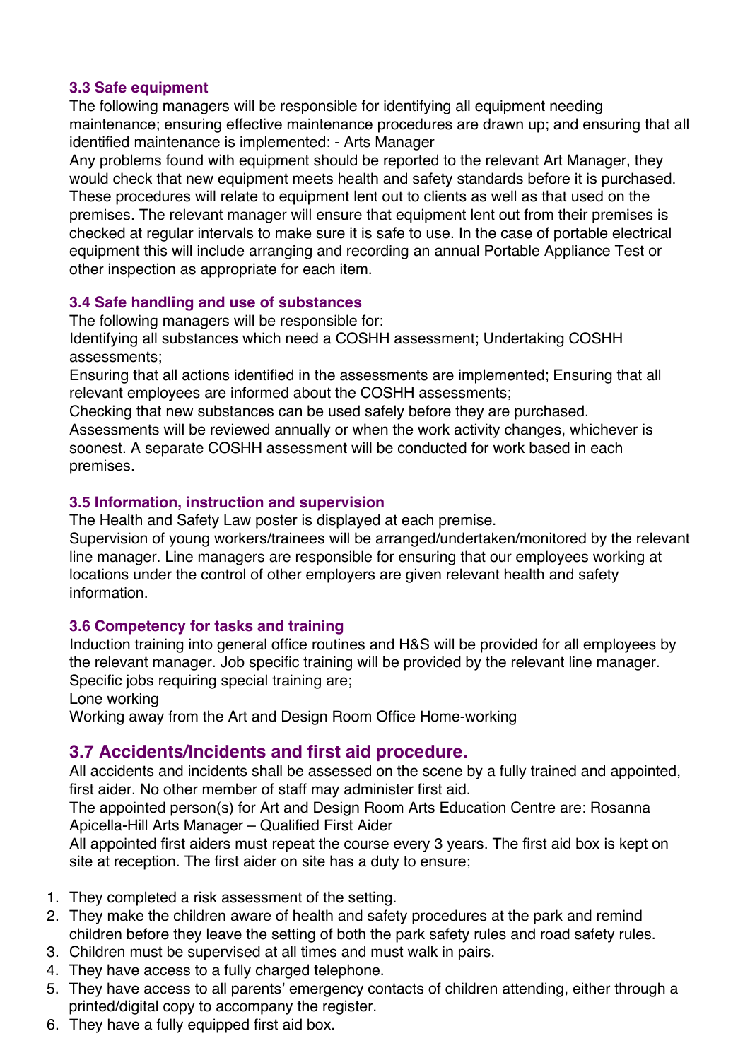### 3.3 Safe equipment

The following managers will be responsible for identifying all equipment needing maintenance; ensuring effective maintenance procedures are drawn up; and ensuring that all identified maintenance is implemented: - Arts Manager

Any problems found with equipment should be reported to the relevant Art Manager, they would check that new equipment meets health and safety standards before it is purchased. These procedures will relate to equipment lent out to clients as well as that used on the premises. The relevant manager will ensure that equipment lent out from their premises is checked at regular intervals to make sure it is safe to use. In the case of portable electrical equipment this will include arranging and recording an annual Portable Appliance Test or other inspection as appropriate for each item.

### 3.4 Safe handling and use of substances

The following managers will be responsible for:

Identifying all substances which need a COSHH assessment; Undertaking COSHH assessments;

Ensuring that all actions identified in the assessments are implemented; Ensuring that all relevant employees are informed about the COSHH assessments;

Checking that new substances can be used safely before they are purchased.

Assessments will be reviewed annually or when the work activity changes, whichever is soonest. A separate COSHH assessment will be conducted for work based in each premises.

### 3.5 Information, instruction and supervision

The Health and Safety Law poster is displayed at each premise.

Supervision of young workers/trainees will be arranged/undertaken/monitored by the relevant line manager. Line managers are responsible for ensuring that our employees working at locations under the control of other employers are given relevant health and safety information.

### 3.6 Competency for tasks and training

Induction training into general office routines and H&S will be provided for all employees by the relevant manager. Job specific training will be provided by the relevant line manager. Specific jobs requiring special training are;

Lone working

Working away from the Art and Design Room Office Home-working

## 3.7 Accidents/Incidents and first aid procedure.

All accidents and incidents shall be assessed on the scene by a fully trained and appointed, first aider. No other member of staff may administer first aid.

The appointed person(s) for Art and Design Room Arts Education Centre are: Rosanna Apicella-Hill Arts Manager – Qualified First Aider

All appointed first aiders must repeat the course every 3 years. The first aid box is kept on site at reception. The first aider on site has a duty to ensure;

1. They completed a risk assessment of the setting.
2. They make the children aware of health and safety procedures at the park and remind children before they leave the setting of both the park safety rules and road safety rules.
3. Children must be supervised at all times and must walk in pairs.
4. They have access to a fully charged telephone.
5. They have access to all parents' emergency contacts of children attending, either through a printed/digital copy to accompany the register.
6. They have a fully equipped first aid box.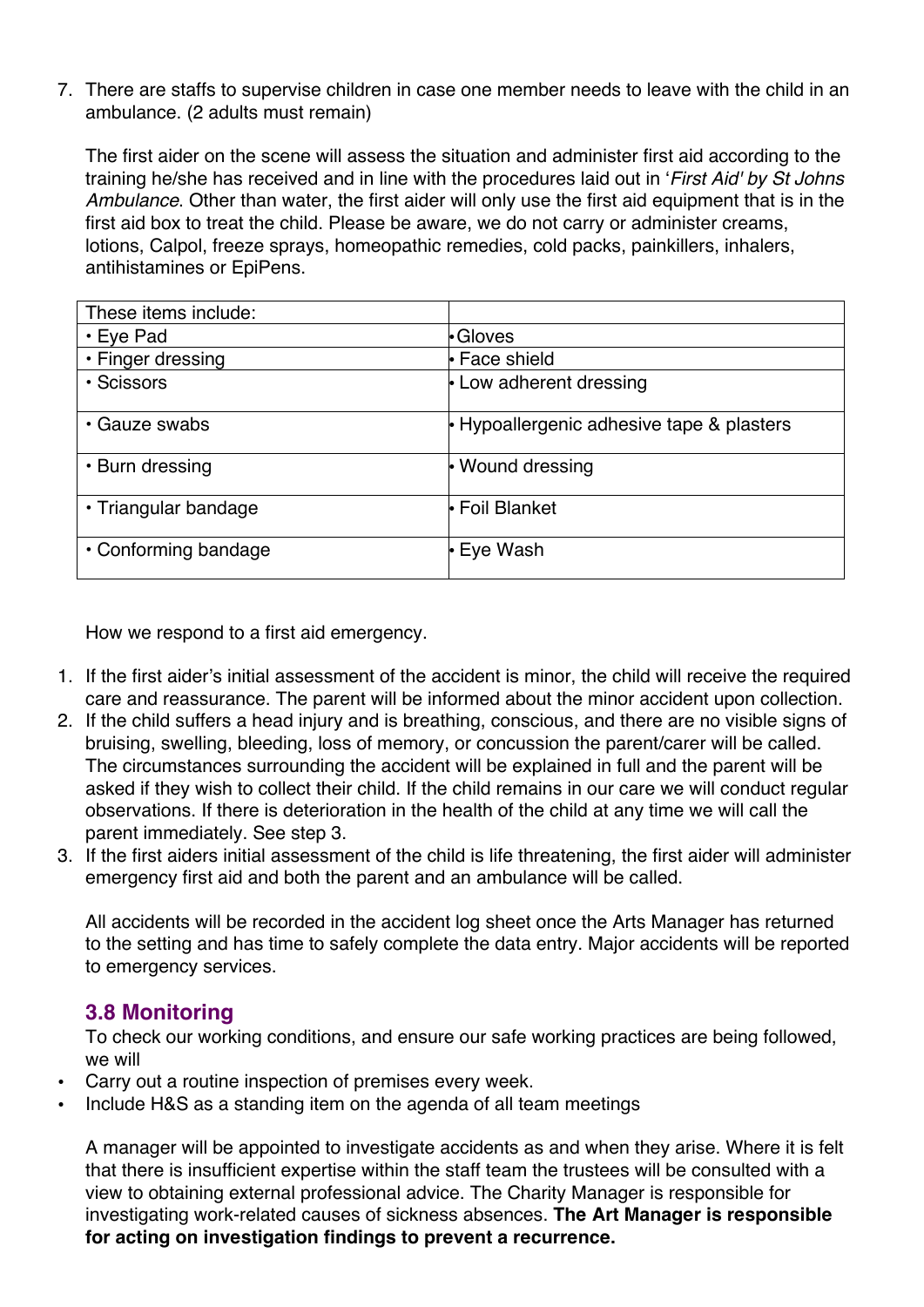7. There are staffs to supervise children in case one member needs to leave with the child in an ambulance. (2 adults must remain)

   The first aider on the scene will assess the situation and administer first aid according to the training he/she has received and in line with the procedures laid out in '*First Aid' by St Johns Ambulance*. Other than water, the first aider will only use the first aid equipment that is in the first aid box to treat the child. Please be aware, we do not carry or administer creams, lotions, Calpol, freeze sprays, homeopathic remedies, cold packs, painkillers, inhalers, antihistamines or EpiPens.

| These items include: | |
|---|---|
| • Eye Pad | • Gloves |
| • Finger dressing | • Face shield |
| • Scissors | • Low adherent dressing |
| • Gauze swabs | • Hypoallergenic adhesive tape & plasters |
| • Burn dressing | • Wound dressing |
| • Triangular bandage | • Foil Blanket |
| • Conforming bandage | • Eye Wash |

How we respond to a first aid emergency.

1. If the first aider's initial assessment of the accident is minor, the child will receive the required care and reassurance. The parent will be informed about the minor accident upon collection.
2. If the child suffers a head injury and is breathing, conscious, and there are no visible signs of bruising, swelling, bleeding, loss of memory, or concussion the parent/carer will be called. The circumstances surrounding the accident will be explained in full and the parent will be asked if they wish to collect their child. If the child remains in our care we will conduct regular observations. If there is deterioration in the health of the child at any time we will call the parent immediately. See step 3.
3. If the first aiders initial assessment of the child is life threatening, the first aider will administer emergency first aid and both the parent and an ambulance will be called.

All accidents will be recorded in the accident log sheet once the Arts Manager has returned to the setting and has time to safely complete the data entry. Major accidents will be reported to emergency services.

### 3.8 Monitoring

To check our working conditions, and ensure our safe working practices are being followed, we will

- Carry out a routine inspection of premises every week.
- Include H&S as a standing item on the agenda of all team meetings

A manager will be appointed to investigate accidents as and when they arise. Where it is felt that there is insufficient expertise within the staff team the trustees will be consulted with a view to obtaining external professional advice. The Charity Manager is responsible for investigating work-related causes of sickness absences. **The Art Manager is responsible for acting on investigation findings to prevent a recurrence.**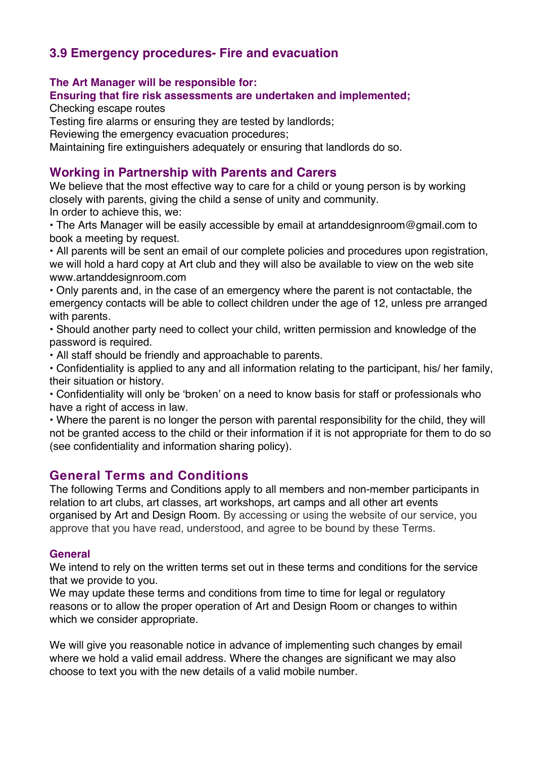### 3.9 Emergency procedures- Fire and evacuation

**The Art Manager will be responsible for:**
**Ensuring that fire risk assessments are undertaken and implemented;**
Checking escape routes
Testing fire alarms or ensuring they are tested by landlords;
Reviewing the emergency evacuation procedures;
Maintaining fire extinguishers adequately or ensuring that landlords do so.

## Working in Partnership with Parents and Carers

We believe that the most effective way to care for a child or young person is by working closely with parents, giving the child a sense of unity and community.
In order to achieve this, we:

- The Arts Manager will be easily accessible by email at artanddesignroom@gmail.com to book a meeting by request.
- All parents will be sent an email of our complete policies and procedures upon registration, we will hold a hard copy at Art club and they will also be available to view on the web site www.artanddesignroom.com
- Only parents and, in the case of an emergency where the parent is not contactable, the emergency contacts will be able to collect children under the age of 12, unless pre arranged with parents.
- Should another party need to collect your child, written permission and knowledge of the password is required.
- All staff should be friendly and approachable to parents.
- Confidentiality is applied to any and all information relating to the participant, his/ her family, their situation or history.
- Confidentiality will only be 'broken' on a need to know basis for staff or professionals who have a right of access in law.
- Where the parent is no longer the person with parental responsibility for the child, they will not be granted access to the child or their information if it is not appropriate for them to do so (see confidentiality and information sharing policy).

## General Terms and Conditions

The following Terms and Conditions apply to all members and non-member participants in relation to art clubs, art classes, art workshops, art camps and all other art events organised by Art and Design Room. By accessing or using the website of our service, you approve that you have read, understood, and agree to be bound by these Terms.

### General

We intend to rely on the written terms set out in these terms and conditions for the service that we provide to you.
We may update these terms and conditions from time to time for legal or regulatory reasons or to allow the proper operation of Art and Design Room or changes to within which we consider appropriate.

We will give you reasonable notice in advance of implementing such changes by email where we hold a valid email address. Where the changes are significant we may also choose to text you with the new details of a valid mobile number.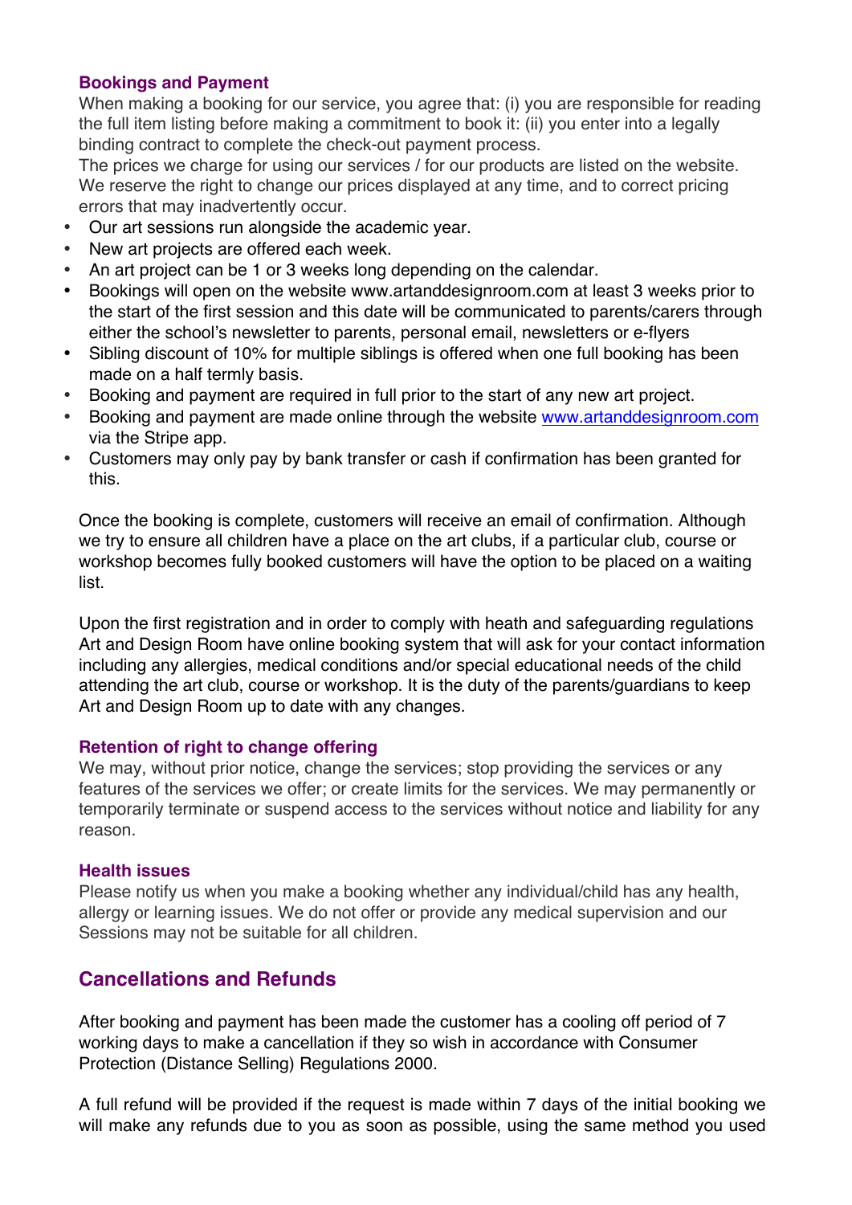### Bookings and Payment

When making a booking for our service, you agree that: (i) you are responsible for reading the full item listing before making a commitment to book it: (ii) you enter into a legally binding contract to complete the check-out payment process.

The prices we charge for using our services / for our products are listed on the website. We reserve the right to change our prices displayed at any time, and to correct pricing errors that may inadvertently occur.

- Our art sessions run alongside the academic year.
- New art projects are offered each week.
- An art project can be 1 or 3 weeks long depending on the calendar.
- Bookings will open on the website www.artanddesignroom.com at least 3 weeks prior to the start of the first session and this date will be communicated to parents/carers through either the school's newsletter to parents, personal email, newsletters or e-flyers
- Sibling discount of 10% for multiple siblings is offered when one full booking has been made on a half termly basis.
- Booking and payment are required in full prior to the start of any new art project.
- Booking and payment are made online through the website www.artanddesignroom.com via the Stripe app.
- Customers may only pay by bank transfer or cash if confirmation has been granted for this.

Once the booking is complete, customers will receive an email of confirmation. Although we try to ensure all children have a place on the art clubs, if a particular club, course or workshop becomes fully booked customers will have the option to be placed on a waiting list.

Upon the first registration and in order to comply with heath and safeguarding regulations Art and Design Room have online booking system that will ask for your contact information including any allergies, medical conditions and/or special educational needs of the child attending the art club, course or workshop. It is the duty of the parents/guardians to keep Art and Design Room up to date with any changes.

### Retention of right to change offering

We may, without prior notice, change the services; stop providing the services or any features of the services we offer; or create limits for the services. We may permanently or temporarily terminate or suspend access to the services without notice and liability for any reason.

### Health issues

Please notify us when you make a booking whether any individual/child has any health, allergy or learning issues. We do not offer or provide any medical supervision and our Sessions may not be suitable for all children.

## Cancellations and Refunds

After booking and payment has been made the customer has a cooling off period of 7 working days to make a cancellation if they so wish in accordance with Consumer Protection (Distance Selling) Regulations 2000.

A full refund will be provided if the request is made within 7 days of the initial booking we will make any refunds due to you as soon as possible, using the same method you used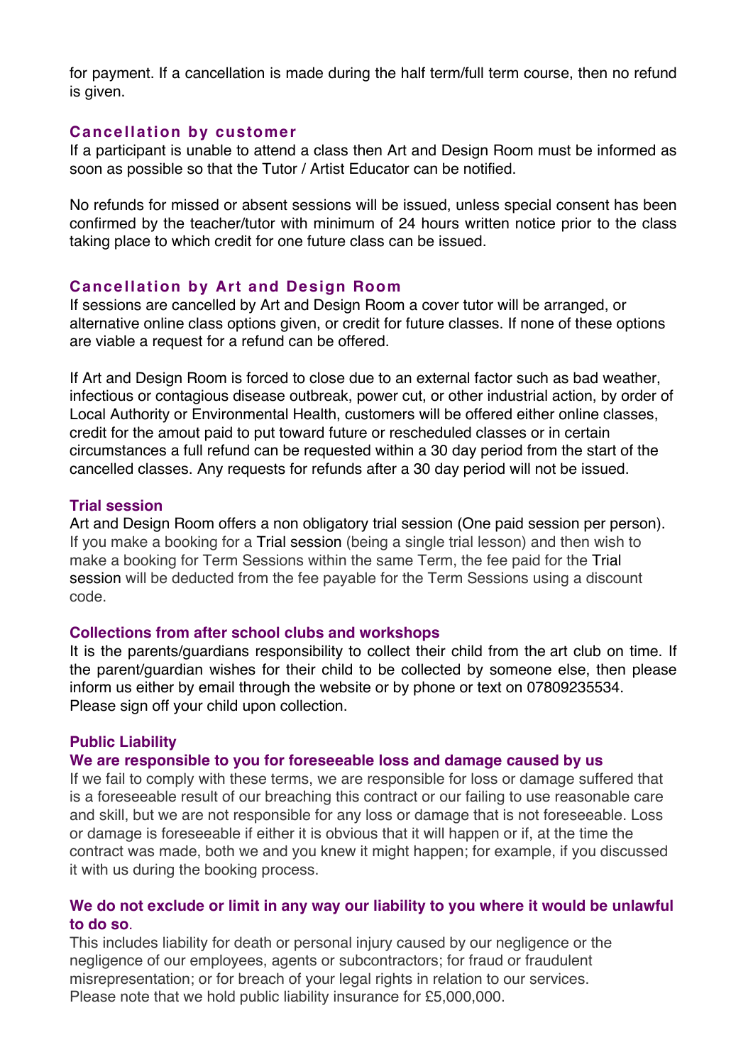for payment. If a cancellation is made during the half term/full term course, then no refund is given.

### Cancellation by customer

If a participant is unable to attend a class then Art and Design Room must be informed as soon as possible so that the Tutor / Artist Educator can be notified.

No refunds for missed or absent sessions will be issued, unless special consent has been confirmed by the teacher/tutor with minimum of 24 hours written notice prior to the class taking place to which credit for one future class can be issued.

### Cancellation by Art and Design Room

If sessions are cancelled by Art and Design Room a cover tutor will be arranged, or alternative online class options given, or credit for future classes. If none of these options are viable a request for a refund can be offered.

If Art and Design Room is forced to close due to an external factor such as bad weather, infectious or contagious disease outbreak, power cut, or other industrial action, by order of Local Authority or Environmental Health, customers will be offered either online classes, credit for the amout paid to put toward future or rescheduled classes or in certain circumstances a full refund can be requested within a 30 day period from the start of the cancelled classes. Any requests for refunds after a 30 day period will not be issued.

### Trial session

Art and Design Room offers a non obligatory trial session (One paid session per person). If you make a booking for a Trial session (being a single trial lesson) and then wish to make a booking for Term Sessions within the same Term, the fee paid for the Trial session will be deducted from the fee payable for the Term Sessions using a discount code.

### Collections from after school clubs and workshops

It is the parents/guardians responsibility to collect their child from the art club on time. If the parent/guardian wishes for their child to be collected by someone else, then please inform us either by email through the website or by phone or text on 07809235534. Please sign off your child upon collection.

### Public Liability

#### We are responsible to you for foreseeable loss and damage caused by us

If we fail to comply with these terms, we are responsible for loss or damage suffered that is a foreseeable result of our breaching this contract or our failing to use reasonable care and skill, but we are not responsible for any loss or damage that is not foreseeable. Loss or damage is foreseeable if either it is obvious that it will happen or if, at the time the contract was made, both we and you knew it might happen; for example, if you discussed it with us during the booking process.

#### We do not exclude or limit in any way our liability to you where it would be unlawful to do so.

This includes liability for death or personal injury caused by our negligence or the negligence of our employees, agents or subcontractors; for fraud or fraudulent misrepresentation; or for breach of your legal rights in relation to our services. Please note that we hold public liability insurance for £5,000,000.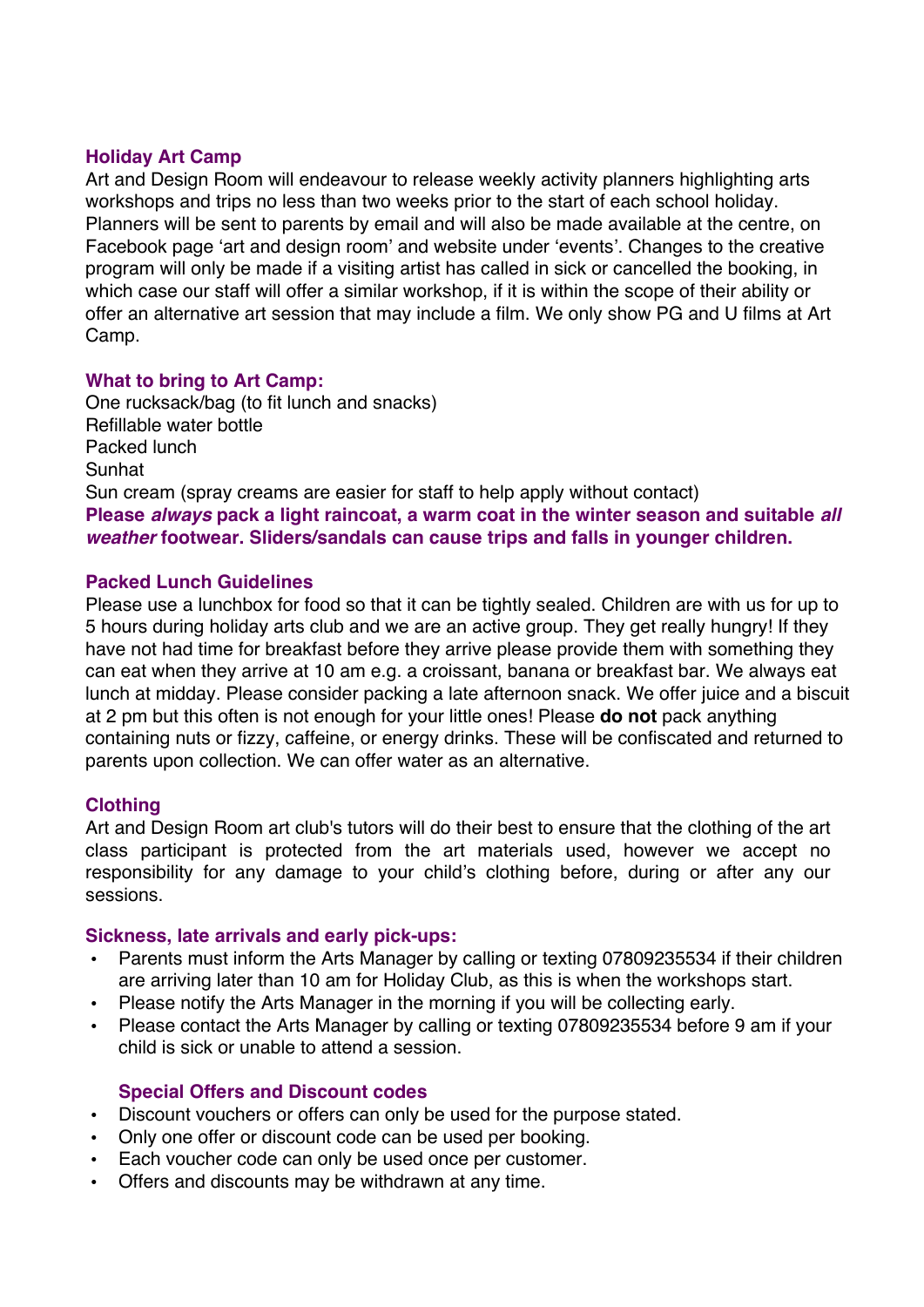### Holiday Art Camp

Art and Design Room will endeavour to release weekly activity planners highlighting arts workshops and trips no less than two weeks prior to the start of each school holiday. Planners will be sent to parents by email and will also be made available at the centre, on Facebook page 'art and design room' and website under 'events'. Changes to the creative program will only be made if a visiting artist has called in sick or cancelled the booking, in which case our staff will offer a similar workshop, if it is within the scope of their ability or offer an alternative art session that may include a film. We only show PG and U films at Art Camp.

### What to bring to Art Camp:

One rucksack/bag (to fit lunch and snacks)
Refillable water bottle
Packed lunch
Sunhat
Sun cream (spray creams are easier for staff to help apply without contact)
**Please *always* pack a light raincoat, a warm coat in the winter season and suitable *all weather* footwear. Sliders/sandals can cause trips and falls in younger children.**

### Packed Lunch Guidelines

Please use a lunchbox for food so that it can be tightly sealed. Children are with us for up to 5 hours during holiday arts club and we are an active group. They get really hungry! If they have not had time for breakfast before they arrive please provide them with something they can eat when they arrive at 10 am e.g. a croissant, banana or breakfast bar. We always eat lunch at midday. Please consider packing a late afternoon snack. We offer juice and a biscuit at 2 pm but this often is not enough for your little ones! Please **do not** pack anything containing nuts or fizzy, caffeine, or energy drinks. These will be confiscated and returned to parents upon collection. We can offer water as an alternative.

### Clothing

Art and Design Room art club's tutors will do their best to ensure that the clothing of the art class participant is protected from the art materials used, however we accept no responsibility for any damage to your child's clothing before, during or after any our sessions.

### Sickness, late arrivals and early pick-ups:

- Parents must inform the Arts Manager by calling or texting 07809235534 if their children are arriving later than 10 am for Holiday Club, as this is when the workshops start.
- Please notify the Arts Manager in the morning if you will be collecting early.
- Please contact the Arts Manager by calling or texting 07809235534 before 9 am if your child is sick or unable to attend a session.

### Special Offers and Discount codes

- Discount vouchers or offers can only be used for the purpose stated.
- Only one offer or discount code can be used per booking.
- Each voucher code can only be used once per customer.
- Offers and discounts may be withdrawn at any time.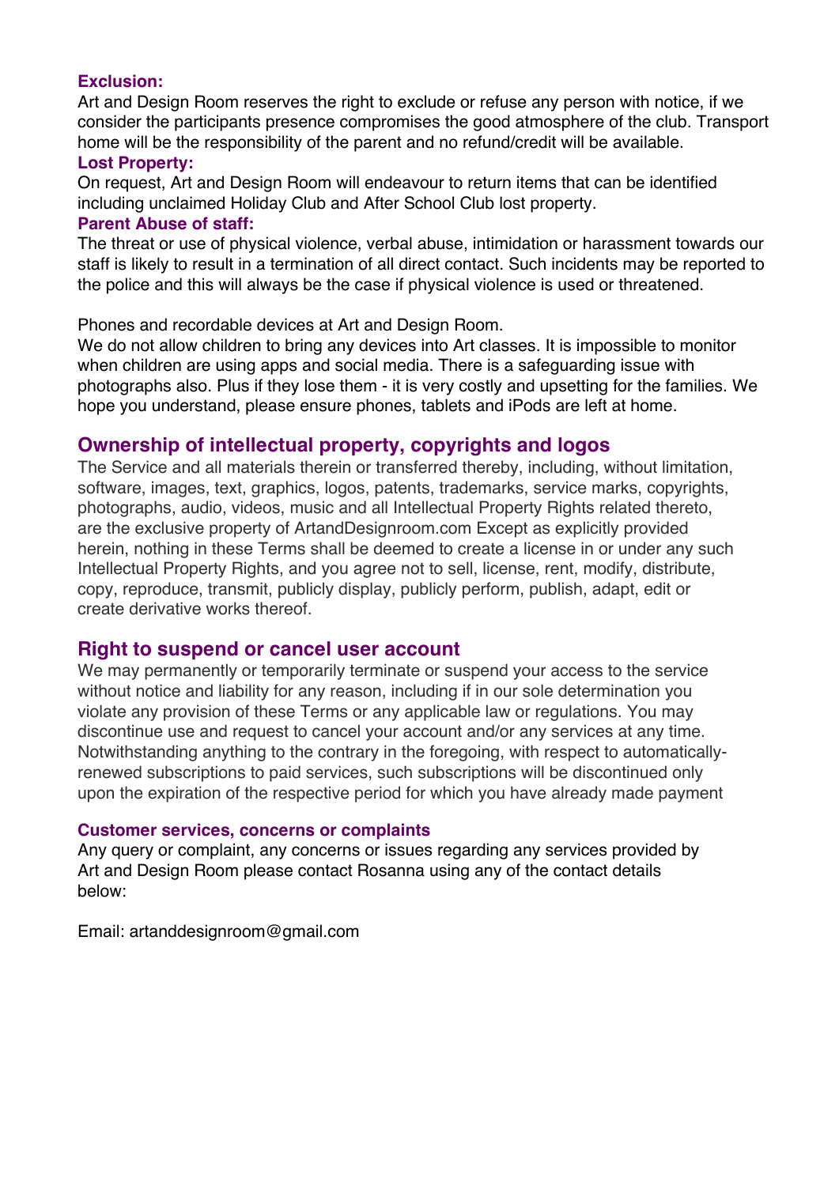**Exclusion:**

Art and Design Room reserves the right to exclude or refuse any person with notice, if we consider the participants presence compromises the good atmosphere of the club. Transport home will be the responsibility of the parent and no refund/credit will be available.

**Lost Property:**

On request, Art and Design Room will endeavour to return items that can be identified including unclaimed Holiday Club and After School Club lost property.

**Parent Abuse of staff:**

The threat or use of physical violence, verbal abuse, intimidation or harassment towards our staff is likely to result in a termination of all direct contact. Such incidents may be reported to the police and this will always be the case if physical violence is used or threatened.

Phones and recordable devices at Art and Design Room.

We do not allow children to bring any devices into Art classes. It is impossible to monitor when children are using apps and social media. There is a safeguarding issue with photographs also. Plus if they lose them - it is very costly and upsetting for the families. We hope you understand, please ensure phones, tablets and iPods are left at home.

## Ownership of intellectual property, copyrights and logos

The Service and all materials therein or transferred thereby, including, without limitation, software, images, text, graphics, logos, patents, trademarks, service marks, copyrights, photographs, audio, videos, music and all Intellectual Property Rights related thereto, are the exclusive property of ArtandDesignroom.com Except as explicitly provided herein, nothing in these Terms shall be deemed to create a license in or under any such Intellectual Property Rights, and you agree not to sell, license, rent, modify, distribute, copy, reproduce, transmit, publicly display, publicly perform, publish, adapt, edit or create derivative works thereof.

## Right to suspend or cancel user account

We may permanently or temporarily terminate or suspend your access to the service without notice and liability for any reason, including if in our sole determination you violate any provision of these Terms or any applicable law or regulations. You may discontinue use and request to cancel your account and/or any services at any time. Notwithstanding anything to the contrary in the foregoing, with respect to automatically-renewed subscriptions to paid services, such subscriptions will be discontinued only upon the expiration of the respective period for which you have already made payment

**Customer services, concerns or complaints**

Any query or complaint, any concerns or issues regarding any services provided by Art and Design Room please contact Rosanna using any of the contact details below:

Email: artanddesignroom@gmail.com